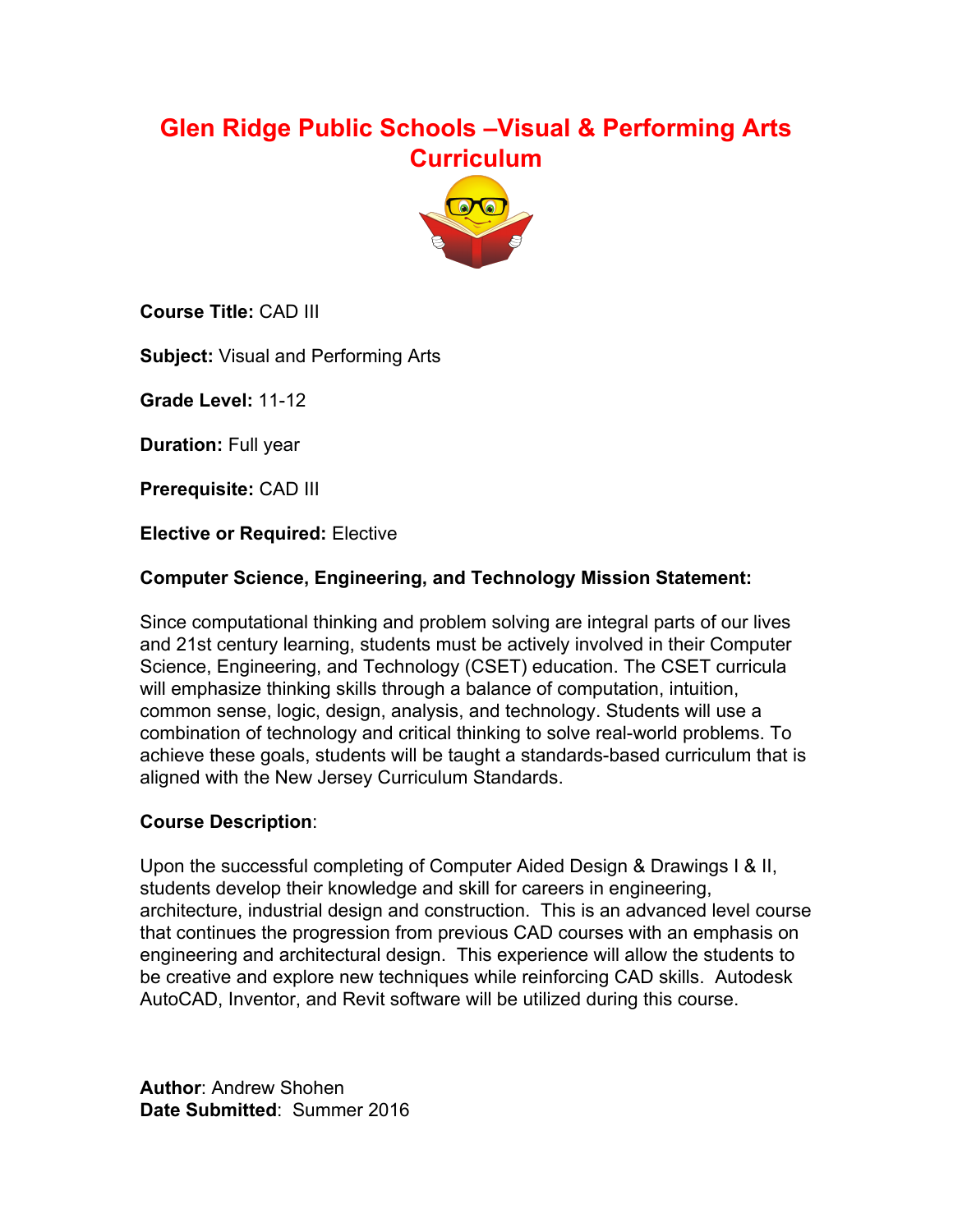# Glen Ridge Public Schools –Visual & Performing Arts Curriculum

**Course Title:** CAD III

**Subject:** Visual and Performing Arts

**Grade Level:** 11-12

**Duration:** Full year

**Prerequisite:** CAD III

**Elective or Required:** Elective

**Computer Science, Engineering, and Technology Mission Statement:**

Since computational thinking and problem solving are integral parts of our lives and 21st century learning, students must be actively involved in their Computer Science, Engineering, and Technology (CSET) education. The CSET curricula will emphasize thinking skills through a balance of computation, intuition, common sense, logic, design, analysis, and technology. Students will use a combination of technology and critical thinking to solve real-world problems. To achieve these goals, students will be taught a standards-based curriculum that is aligned with the New Jersey Curriculum Standards.

**Course Description**:

Upon the successful completing of Computer Aided Design & Drawings I & II, students develop their knowledge and skill for careers in engineering, architecture, industrial design and construction. This is an advanced level course that continues the progression from previous CAD courses with an emphasis on engineering and architectural design. This experience will allow the students to be creative and explore new techniques while reinforcing CAD skills. Autodesk AutoCAD, Inventor, and Revit software will be utilized during this course.

**Author**: Andrew Shohen
**Date Submitted**: Summer 2016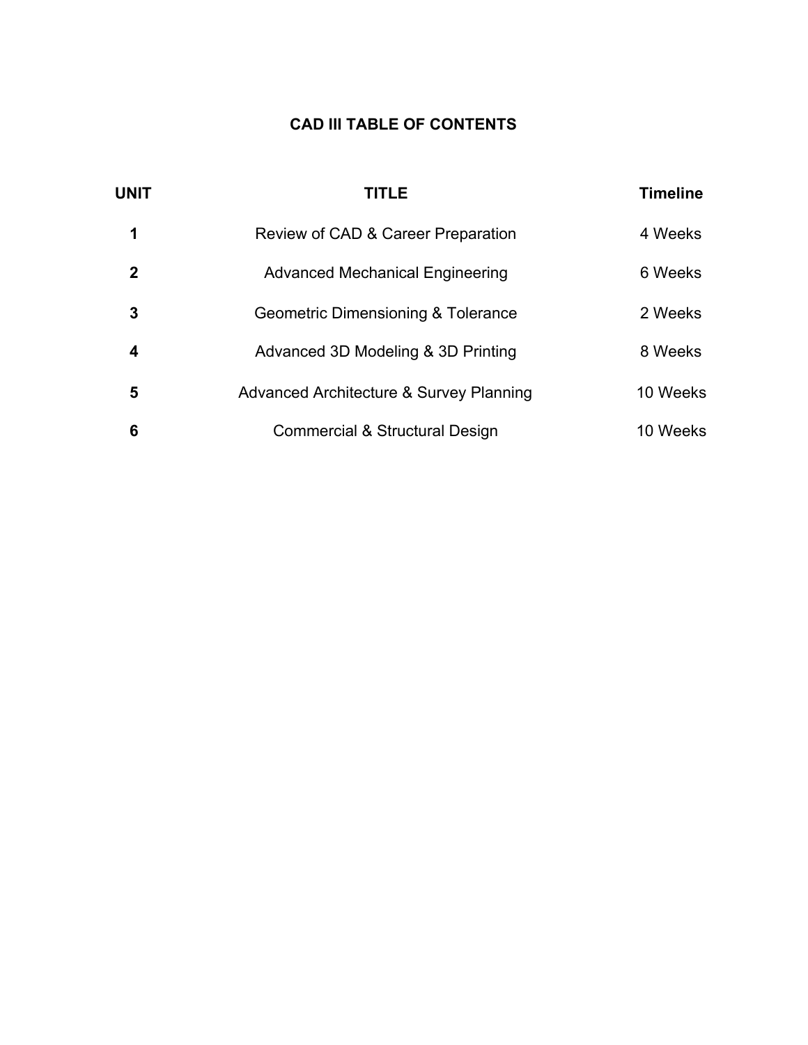# CAD III TABLE OF CONTENTS

| UNIT | TITLE | Timeline |
| --- | --- | --- |
| 1 | Review of CAD & Career Preparation | 4 Weeks |
| 2 | Advanced Mechanical Engineering | 6 Weeks |
| 3 | Geometric Dimensioning & Tolerance | 2 Weeks |
| 4 | Advanced 3D Modeling & 3D Printing | 8 Weeks |
| 5 | Advanced Architecture & Survey Planning | 10 Weeks |
| 6 | Commercial & Structural Design | 10 Weeks |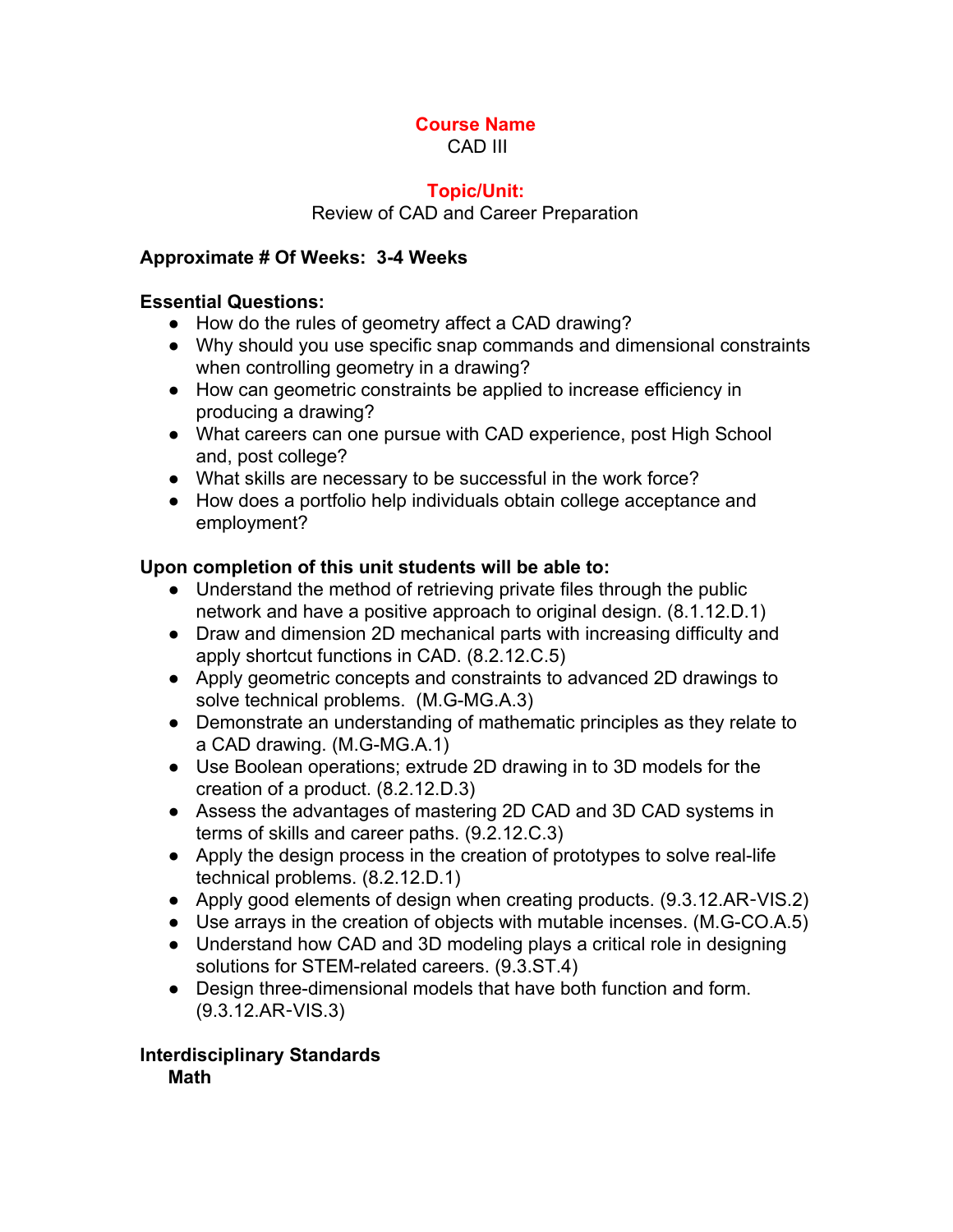**Course Name**

CAD III

**Topic/Unit:**

Review of CAD and Career Preparation

**Approximate # Of Weeks: 3-4 Weeks**

**Essential Questions:**

- How do the rules of geometry affect a CAD drawing?
- Why should you use specific snap commands and dimensional constraints when controlling geometry in a drawing?
- How can geometric constraints be applied to increase efficiency in producing a drawing?
- What careers can one pursue with CAD experience, post High School and, post college?
- What skills are necessary to be successful in the work force?
- How does a portfolio help individuals obtain college acceptance and employment?

**Upon completion of this unit students will be able to:**

- Understand the method of retrieving private files through the public network and have a positive approach to original design. (8.1.12.D.1)
- Draw and dimension 2D mechanical parts with increasing difficulty and apply shortcut functions in CAD. (8.2.12.C.5)
- Apply geometric concepts and constraints to advanced 2D drawings to solve technical problems. (M.G-MG.A.3)
- Demonstrate an understanding of mathematic principles as they relate to a CAD drawing. (M.G-MG.A.1)
- Use Boolean operations; extrude 2D drawing in to 3D models for the creation of a product. (8.2.12.D.3)
- Assess the advantages of mastering 2D CAD and 3D CAD systems in terms of skills and career paths. (9.2.12.C.3)
- Apply the design process in the creation of prototypes to solve real-life technical problems. (8.2.12.D.1)
- Apply good elements of design when creating products. (9.3.12.AR-VIS.2)
- Use arrays in the creation of objects with mutable incenses. (M.G-CO.A.5)
- Understand how CAD and 3D modeling plays a critical role in designing solutions for STEM-related careers. (9.3.ST.4)
- Design three-dimensional models that have both function and form. (9.3.12.AR-VIS.3)

**Interdisciplinary Standards**

**Math**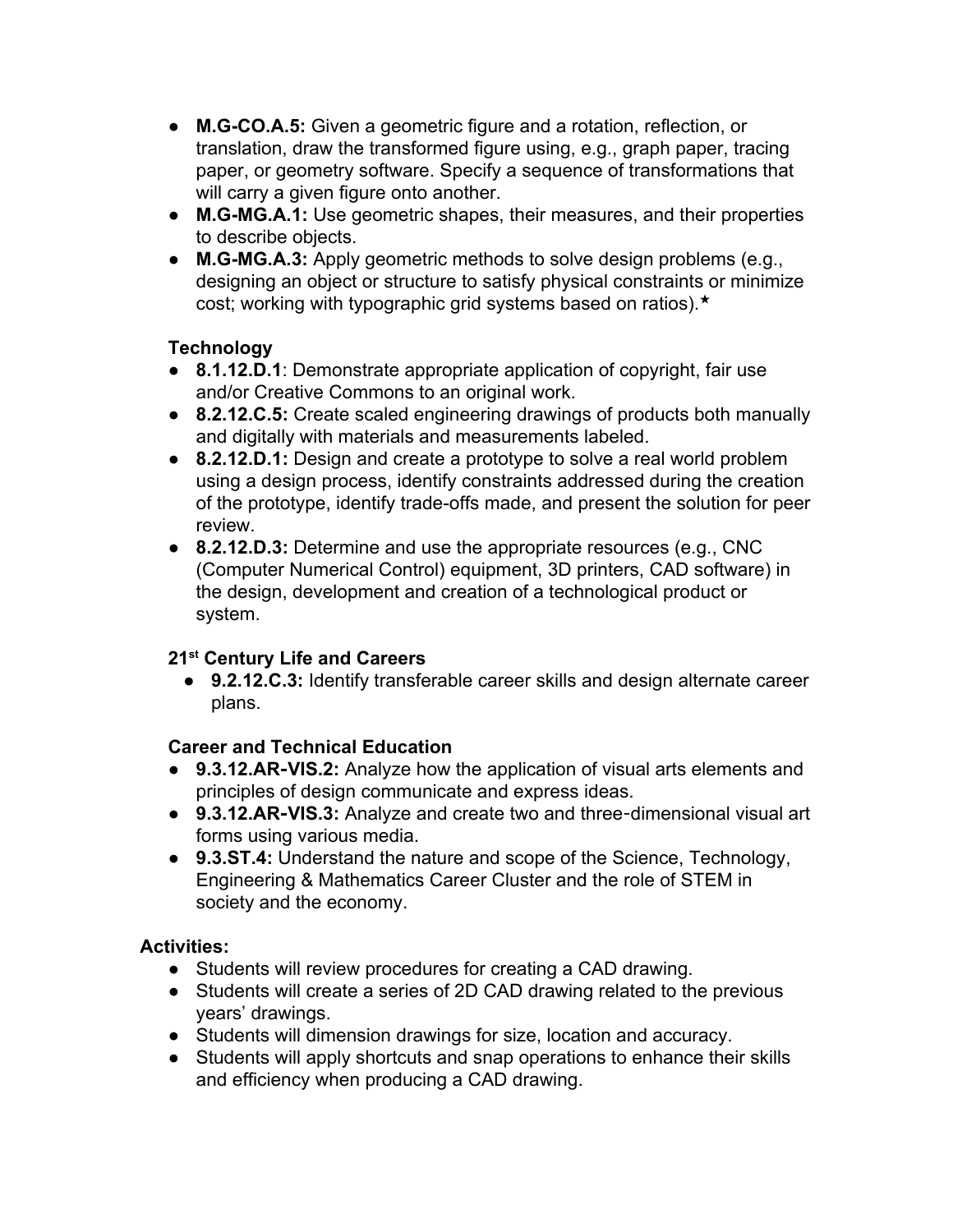- **M.G-CO.A.5:** Given a geometric figure and a rotation, reflection, or translation, draw the transformed figure using, e.g., graph paper, tracing paper, or geometry software. Specify a sequence of transformations that will carry a given figure onto another.
- **M.G-MG.A.1:** Use geometric shapes, their measures, and their properties to describe objects.
- **M.G-MG.A.3:** Apply geometric methods to solve design problems (e.g., designing an object or structure to satisfy physical constraints or minimize cost; working with typographic grid systems based on ratios).★

**Technology**

- **8.1.12.D.1**: Demonstrate appropriate application of copyright, fair use and/or Creative Commons to an original work.
- **8.2.12.C.5:** Create scaled engineering drawings of products both manually and digitally with materials and measurements labeled.
- **8.2.12.D.1:** Design and create a prototype to solve a real world problem using a design process, identify constraints addressed during the creation of the prototype, identify trade-offs made, and present the solution for peer review.
- **8.2.12.D.3:** Determine and use the appropriate resources (e.g., CNC (Computer Numerical Control) equipment, 3D printers, CAD software) in the design, development and creation of a technological product or system.

**21st Century Life and Careers**

- **9.2.12.C.3:** Identify transferable career skills and design alternate career plans.

**Career and Technical Education**

- **9.3.12.AR-VIS.2:** Analyze how the application of visual arts elements and principles of design communicate and express ideas.
- **9.3.12.AR-VIS.3:** Analyze and create two and three-dimensional visual art forms using various media.
- **9.3.ST.4:** Understand the nature and scope of the Science, Technology, Engineering & Mathematics Career Cluster and the role of STEM in society and the economy.

**Activities:**

- Students will review procedures for creating a CAD drawing.
- Students will create a series of 2D CAD drawing related to the previous years' drawings.
- Students will dimension drawings for size, location and accuracy.
- Students will apply shortcuts and snap operations to enhance their skills and efficiency when producing a CAD drawing.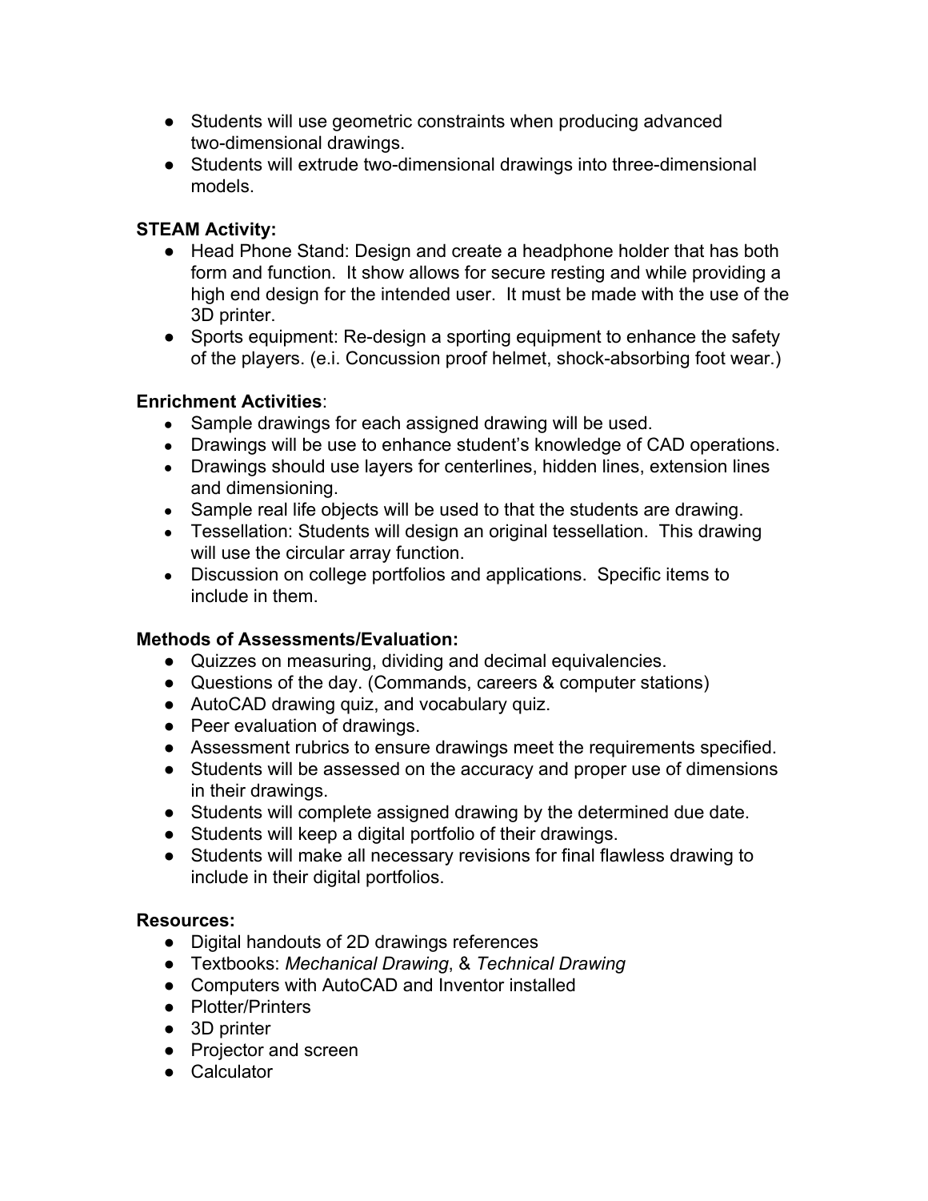- Students will use geometric constraints when producing advanced two-dimensional drawings.
- Students will extrude two-dimensional drawings into three-dimensional models.

**STEAM Activity:**

- Head Phone Stand: Design and create a headphone holder that has both form and function. It show allows for secure resting and while providing a high end design for the intended user. It must be made with the use of the 3D printer.
- Sports equipment: Re-design a sporting equipment to enhance the safety of the players. (e.i. Concussion proof helmet, shock-absorbing foot wear.)

**Enrichment Activities**:

- Sample drawings for each assigned drawing will be used.
- Drawings will be use to enhance student's knowledge of CAD operations.
- Drawings should use layers for centerlines, hidden lines, extension lines and dimensioning.
- Sample real life objects will be used to that the students are drawing.
- Tessellation: Students will design an original tessellation. This drawing will use the circular array function.
- Discussion on college portfolios and applications. Specific items to include in them.

**Methods of Assessments/Evaluation:**

- Quizzes on measuring, dividing and decimal equivalencies.
- Questions of the day. (Commands, careers & computer stations)
- AutoCAD drawing quiz, and vocabulary quiz.
- Peer evaluation of drawings.
- Assessment rubrics to ensure drawings meet the requirements specified.
- Students will be assessed on the accuracy and proper use of dimensions in their drawings.
- Students will complete assigned drawing by the determined due date.
- Students will keep a digital portfolio of their drawings.
- Students will make all necessary revisions for final flawless drawing to include in their digital portfolios.

**Resources:**

- Digital handouts of 2D drawings references
- Textbooks: *Mechanical Drawing*, & *Technical Drawing*
- Computers with AutoCAD and Inventor installed
- Plotter/Printers
- 3D printer
- Projector and screen
- Calculator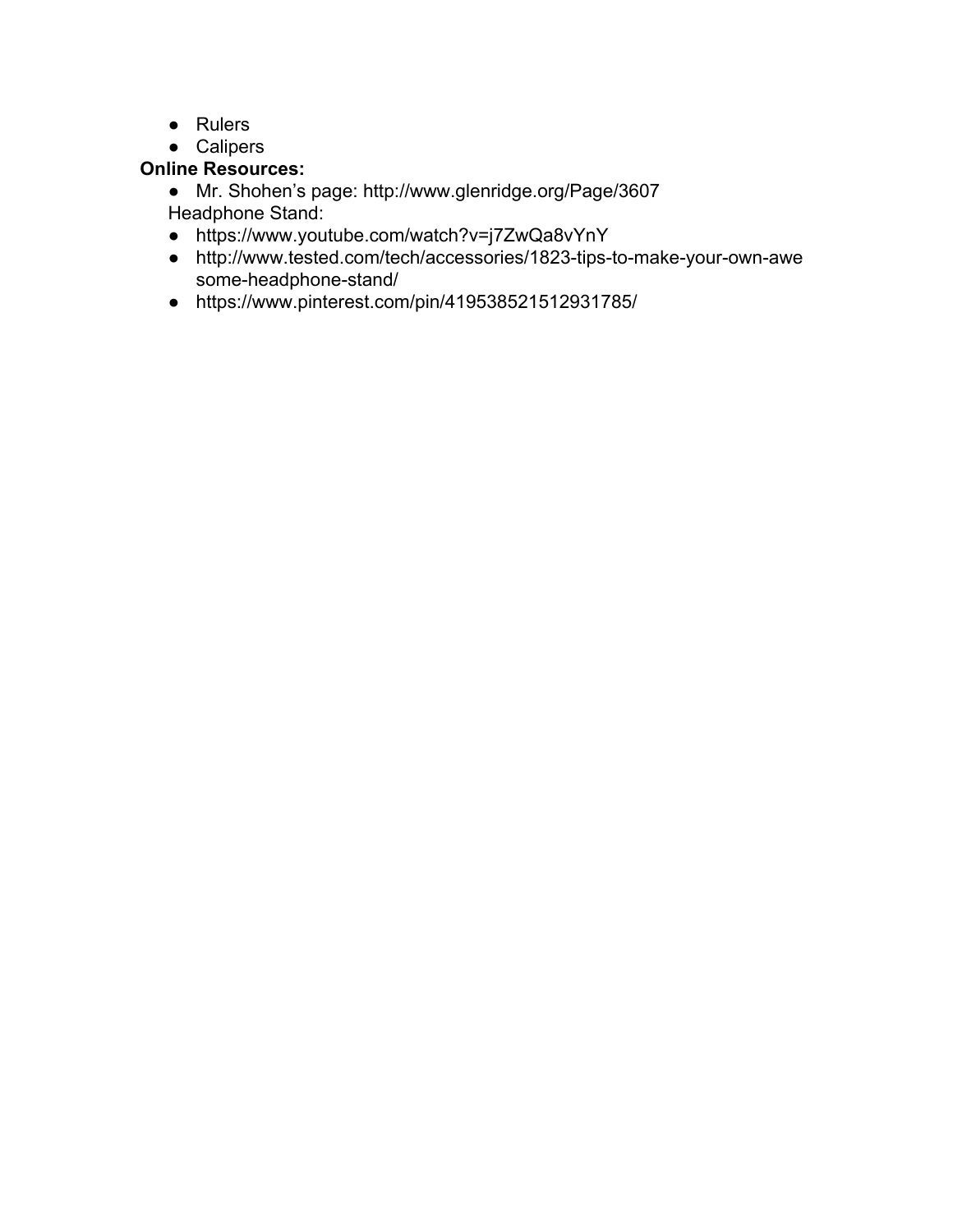- Rulers
- Calipers

**Online Resources:**

- Mr. Shohen's page: http://www.glenridge.org/Page/3607

Headphone Stand:

- https://www.youtube.com/watch?v=j7ZwQa8vYnY
- http://www.tested.com/tech/accessories/1823-tips-to-make-your-own-awesome-headphone-stand/
- https://www.pinterest.com/pin/419538521512931785/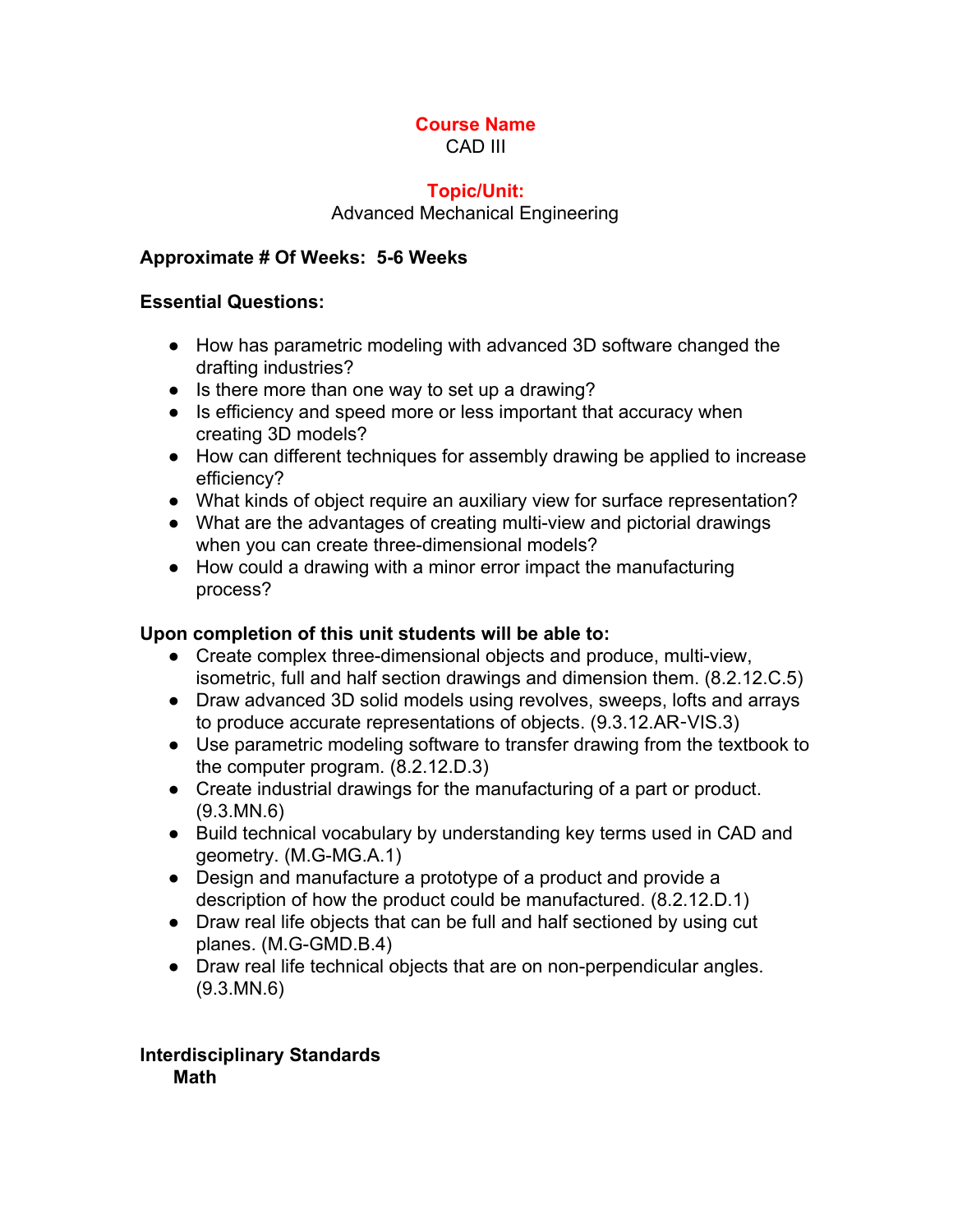**Course Name**
CAD III

**Topic/Unit:**
Advanced Mechanical Engineering

**Approximate # Of Weeks: 5-6 Weeks**

**Essential Questions:**

- How has parametric modeling with advanced 3D software changed the drafting industries?
- Is there more than one way to set up a drawing?
- Is efficiency and speed more or less important that accuracy when creating 3D models?
- How can different techniques for assembly drawing be applied to increase efficiency?
- What kinds of object require an auxiliary view for surface representation?
- What are the advantages of creating multi-view and pictorial drawings when you can create three-dimensional models?
- How could a drawing with a minor error impact the manufacturing process?

**Upon completion of this unit students will be able to:**

- Create complex three-dimensional objects and produce, multi-view, isometric, full and half section drawings and dimension them. (8.2.12.C.5)
- Draw advanced 3D solid models using revolves, sweeps, lofts and arrays to produce accurate representations of objects. (9.3.12.AR-VIS.3)
- Use parametric modeling software to transfer drawing from the textbook to the computer program. (8.2.12.D.3)
- Create industrial drawings for the manufacturing of a part or product. (9.3.MN.6)
- Build technical vocabulary by understanding key terms used in CAD and geometry. (M.G-MG.A.1)
- Design and manufacture a prototype of a product and provide a description of how the product could be manufactured. (8.2.12.D.1)
- Draw real life objects that can be full and half sectioned by using cut planes. (M.G-GMD.B.4)
- Draw real life technical objects that are on non-perpendicular angles. (9.3.MN.6)

**Interdisciplinary Standards**

**Math**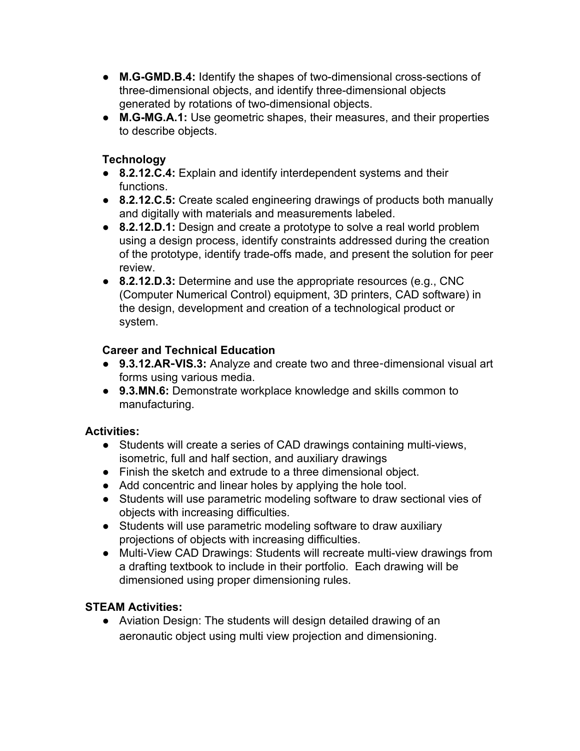- **M.G-GMD.B.4:** Identify the shapes of two-dimensional cross-sections of three-dimensional objects, and identify three-dimensional objects generated by rotations of two-dimensional objects.
- **M.G-MG.A.1:** Use geometric shapes, their measures, and their properties to describe objects.

**Technology**

- **8.2.12.C.4:** Explain and identify interdependent systems and their functions.
- **8.2.12.C.5:** Create scaled engineering drawings of products both manually and digitally with materials and measurements labeled.
- **8.2.12.D.1:** Design and create a prototype to solve a real world problem using a design process, identify constraints addressed during the creation of the prototype, identify trade-offs made, and present the solution for peer review.
- **8.2.12.D.3:** Determine and use the appropriate resources (e.g., CNC (Computer Numerical Control) equipment, 3D printers, CAD software) in the design, development and creation of a technological product or system.

**Career and Technical Education**

- **9.3.12.AR-VIS.3:** Analyze and create two and three-dimensional visual art forms using various media.
- **9.3.MN.6:** Demonstrate workplace knowledge and skills common to manufacturing.

**Activities:**

- Students will create a series of CAD drawings containing multi-views, isometric, full and half section, and auxiliary drawings
- Finish the sketch and extrude to a three dimensional object.
- Add concentric and linear holes by applying the hole tool.
- Students will use parametric modeling software to draw sectional vies of objects with increasing difficulties.
- Students will use parametric modeling software to draw auxiliary projections of objects with increasing difficulties.
- Multi-View CAD Drawings: Students will recreate multi-view drawings from a drafting textbook to include in their portfolio. Each drawing will be dimensioned using proper dimensioning rules.

**STEAM Activities:**

- Aviation Design: The students will design detailed drawing of an aeronautic object using multi view projection and dimensioning.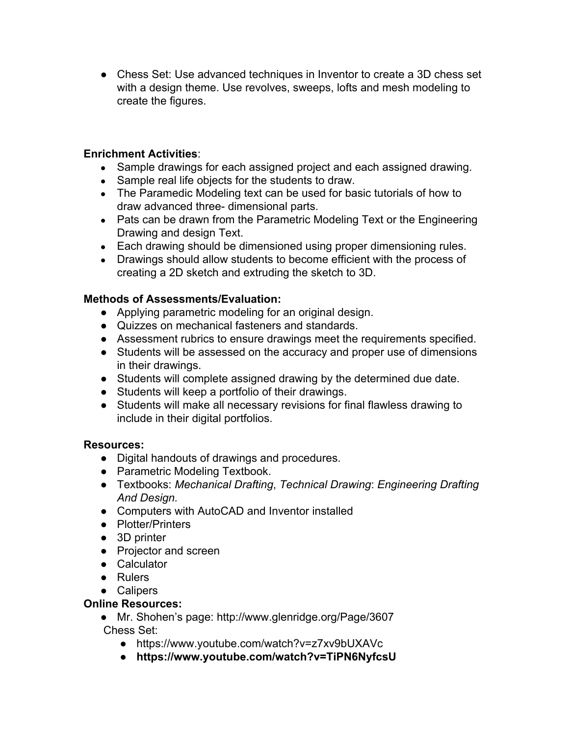- Chess Set: Use advanced techniques in Inventor to create a 3D chess set with a design theme. Use revolves, sweeps, lofts and mesh modeling to create the figures.

**Enrichment Activities**:

- Sample drawings for each assigned project and each assigned drawing.
- Sample real life objects for the students to draw.
- The Paramedic Modeling text can be used for basic tutorials of how to draw advanced three- dimensional parts.
- Pats can be drawn from the Parametric Modeling Text or the Engineering Drawing and design Text.
- Each drawing should be dimensioned using proper dimensioning rules.
- Drawings should allow students to become efficient with the process of creating a 2D sketch and extruding the sketch to 3D.

**Methods of Assessments/Evaluation:**

- Applying parametric modeling for an original design.
- Quizzes on mechanical fasteners and standards.
- Assessment rubrics to ensure drawings meet the requirements specified.
- Students will be assessed on the accuracy and proper use of dimensions in their drawings.
- Students will complete assigned drawing by the determined due date.
- Students will keep a portfolio of their drawings.
- Students will make all necessary revisions for final flawless drawing to include in their digital portfolios.

**Resources:**

- Digital handouts of drawings and procedures.
- Parametric Modeling Textbook.
- Textbooks: *Mechanical Drafting*, *Technical Drawing*: *Engineering Drafting And Design.*
- Computers with AutoCAD and Inventor installed
- Plotter/Printers
- 3D printer
- Projector and screen
- Calculator
- Rulers
- Calipers

**Online Resources:**

- Mr. Shohen's page: http://www.glenridge.org/Page/3607

Chess Set:

- https://www.youtube.com/watch?v=z7xv9bUXAVc
- **https://www.youtube.com/watch?v=TiPN6NyfcsU**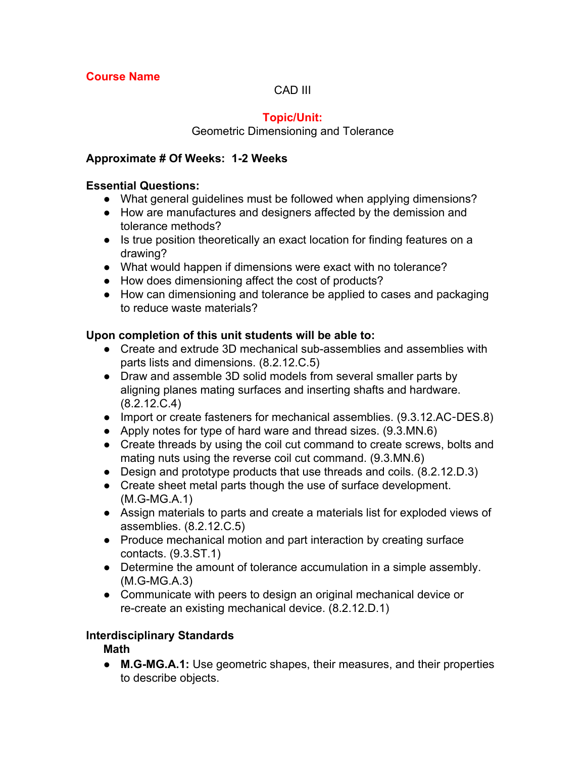**Course Name**

CAD III

**Topic/Unit:**

Geometric Dimensioning and Tolerance

**Approximate # Of Weeks: 1-2 Weeks**

**Essential Questions:**

- What general guidelines must be followed when applying dimensions?
- How are manufactures and designers affected by the demission and tolerance methods?
- Is true position theoretically an exact location for finding features on a drawing?
- What would happen if dimensions were exact with no tolerance?
- How does dimensioning affect the cost of products?
- How can dimensioning and tolerance be applied to cases and packaging to reduce waste materials?

**Upon completion of this unit students will be able to:**

- Create and extrude 3D mechanical sub-assemblies and assemblies with parts lists and dimensions. (8.2.12.C.5)
- Draw and assemble 3D solid models from several smaller parts by aligning planes mating surfaces and inserting shafts and hardware. (8.2.12.C.4)
- Import or create fasteners for mechanical assemblies. (9.3.12.AC-DES.8)
- Apply notes for type of hard ware and thread sizes. (9.3.MN.6)
- Create threads by using the coil cut command to create screws, bolts and mating nuts using the reverse coil cut command. (9.3.MN.6)
- Design and prototype products that use threads and coils. (8.2.12.D.3)
- Create sheet metal parts though the use of surface development. (M.G-MG.A.1)
- Assign materials to parts and create a materials list for exploded views of assemblies. (8.2.12.C.5)
- Produce mechanical motion and part interaction by creating surface contacts. (9.3.ST.1)
- Determine the amount of tolerance accumulation in a simple assembly. (M.G-MG.A.3)
- Communicate with peers to design an original mechanical device or re-create an existing mechanical device. (8.2.12.D.1)

**Interdisciplinary Standards**

**Math**

- **M.G-MG.A.1:** Use geometric shapes, their measures, and their properties to describe objects.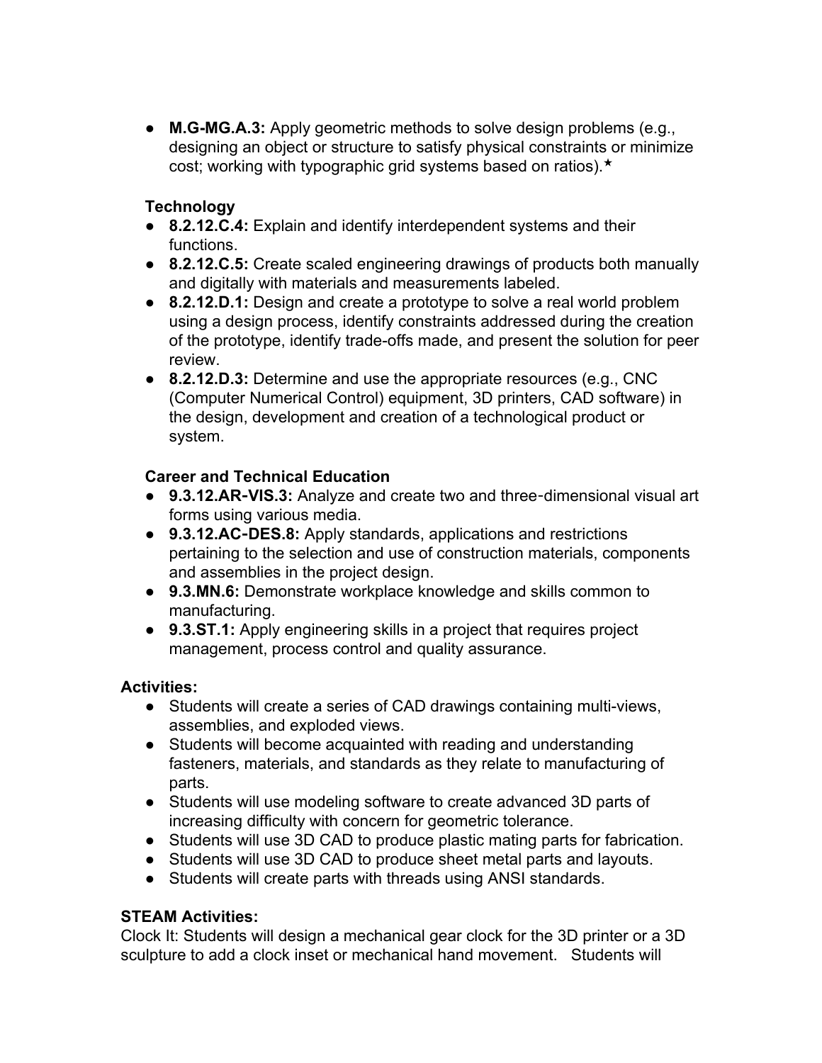- **M.G-MG.A.3:** Apply geometric methods to solve design problems (e.g., designing an object or structure to satisfy physical constraints or minimize cost; working with typographic grid systems based on ratios).★

**Technology**

- **8.2.12.C.4:** Explain and identify interdependent systems and their functions.
- **8.2.12.C.5:** Create scaled engineering drawings of products both manually and digitally with materials and measurements labeled.
- **8.2.12.D.1:** Design and create a prototype to solve a real world problem using a design process, identify constraints addressed during the creation of the prototype, identify trade-offs made, and present the solution for peer review.
- **8.2.12.D.3:** Determine and use the appropriate resources (e.g., CNC (Computer Numerical Control) equipment, 3D printers, CAD software) in the design, development and creation of a technological product or system.

**Career and Technical Education**

- **9.3.12.AR-VIS.3:** Analyze and create two and three-dimensional visual art forms using various media.
- **9.3.12.AC-DES.8:** Apply standards, applications and restrictions pertaining to the selection and use of construction materials, components and assemblies in the project design.
- **9.3.MN.6:** Demonstrate workplace knowledge and skills common to manufacturing.
- **9.3.ST.1:** Apply engineering skills in a project that requires project management, process control and quality assurance.

**Activities:**

- Students will create a series of CAD drawings containing multi-views, assemblies, and exploded views.
- Students will become acquainted with reading and understanding fasteners, materials, and standards as they relate to manufacturing of parts.
- Students will use modeling software to create advanced 3D parts of increasing difficulty with concern for geometric tolerance.
- Students will use 3D CAD to produce plastic mating parts for fabrication.
- Students will use 3D CAD to produce sheet metal parts and layouts.
- Students will create parts with threads using ANSI standards.

**STEAM Activities:**

Clock It: Students will design a mechanical gear clock for the 3D printer or a 3D sculpture to add a clock inset or mechanical hand movement. Students will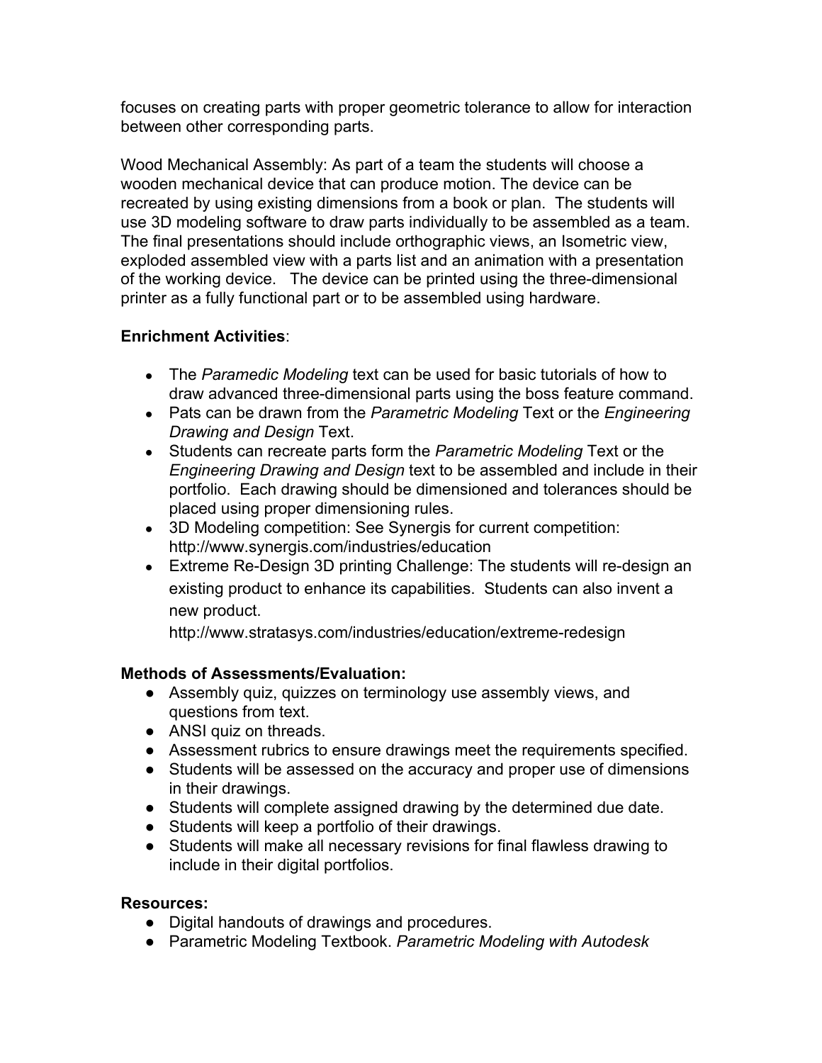focuses on creating parts with proper geometric tolerance to allow for interaction between other corresponding parts.

Wood Mechanical Assembly: As part of a team the students will choose a wooden mechanical device that can produce motion. The device can be recreated by using existing dimensions from a book or plan. The students will use 3D modeling software to draw parts individually to be assembled as a team. The final presentations should include orthographic views, an Isometric view, exploded assembled view with a parts list and an animation with a presentation of the working device. The device can be printed using the three-dimensional printer as a fully functional part or to be assembled using hardware.

**Enrichment Activities**:

- The *Paramedic Modeling* text can be used for basic tutorials of how to draw advanced three-dimensional parts using the boss feature command.
- Pats can be drawn from the *Parametric Modeling* Text or the *Engineering Drawing and Design* Text.
- Students can recreate parts form the *Parametric Modeling* Text or the *Engineering Drawing and Design* text to be assembled and include in their portfolio. Each drawing should be dimensioned and tolerances should be placed using proper dimensioning rules.
- 3D Modeling competition: See Synergis for current competition: http://www.synergis.com/industries/education
- Extreme Re-Design 3D printing Challenge: The students will re-design an existing product to enhance its capabilities. Students can also invent a new product. http://www.stratasys.com/industries/education/extreme-redesign

**Methods of Assessments/Evaluation:**

- Assembly quiz, quizzes on terminology use assembly views, and questions from text.
- ANSI quiz on threads.
- Assessment rubrics to ensure drawings meet the requirements specified.
- Students will be assessed on the accuracy and proper use of dimensions in their drawings.
- Students will complete assigned drawing by the determined due date.
- Students will keep a portfolio of their drawings.
- Students will make all necessary revisions for final flawless drawing to include in their digital portfolios.

**Resources:**

- Digital handouts of drawings and procedures.
- Parametric Modeling Textbook. *Parametric Modeling with Autodesk*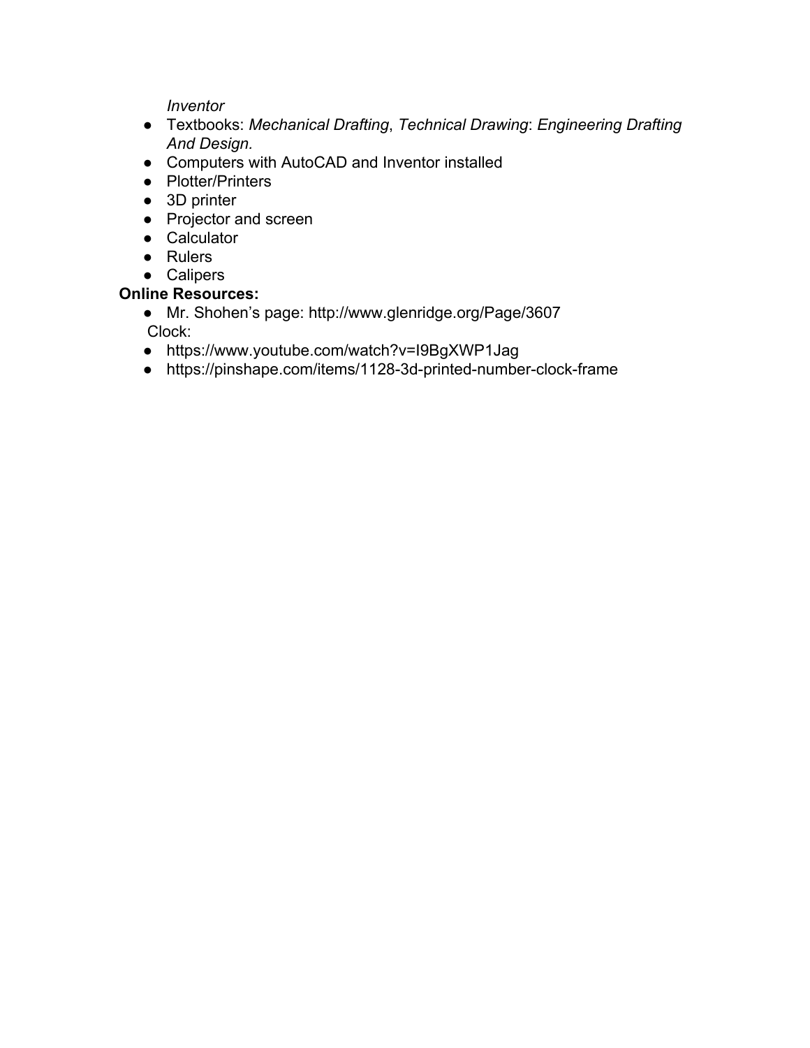*Inventor*

- Textbooks: *Mechanical Drafting*, *Technical Drawing*: *Engineering Drafting And Design.*
- Computers with AutoCAD and Inventor installed
- Plotter/Printers
- 3D printer
- Projector and screen
- Calculator
- Rulers
- Calipers

**Online Resources:**

- Mr. Shohen's page: http://www.glenridge.org/Page/3607

Clock:

- https://www.youtube.com/watch?v=I9BgXWP1Jag
- https://pinshape.com/items/1128-3d-printed-number-clock-frame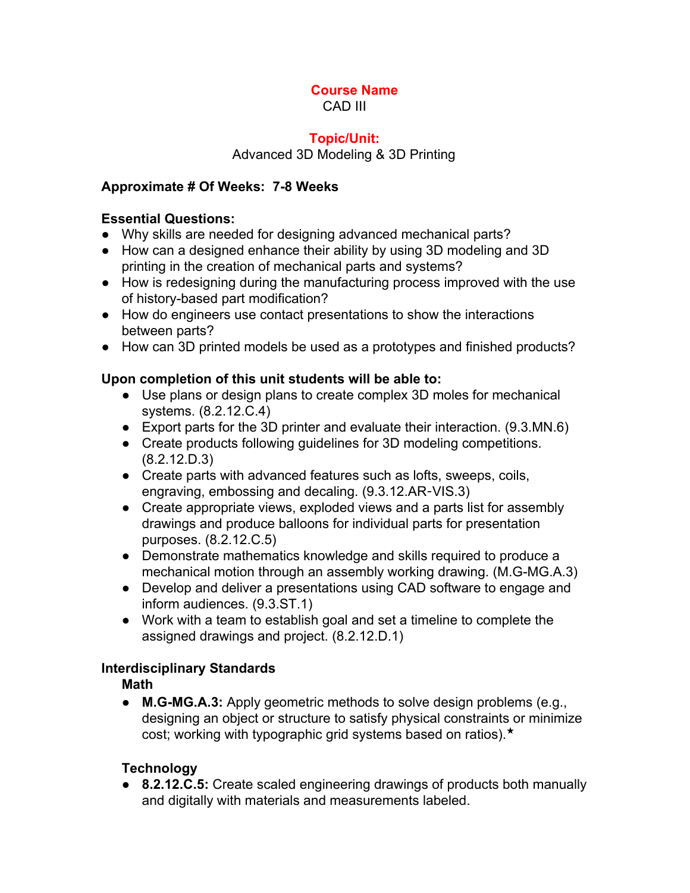**Course Name**

CAD III

**Topic/Unit:**

Advanced 3D Modeling & 3D Printing

**Approximate # Of Weeks: 7-8 Weeks**

**Essential Questions:**

- Why skills are needed for designing advanced mechanical parts?
- How can a designed enhance their ability by using 3D modeling and 3D printing in the creation of mechanical parts and systems?
- How is redesigning during the manufacturing process improved with the use of history-based part modification?
- How do engineers use contact presentations to show the interactions between parts?
- How can 3D printed models be used as a prototypes and finished products?

**Upon completion of this unit students will be able to:**

- Use plans or design plans to create complex 3D moles for mechanical systems. (8.2.12.C.4)
- Export parts for the 3D printer and evaluate their interaction. (9.3.MN.6)
- Create products following guidelines for 3D modeling competitions. (8.2.12.D.3)
- Create parts with advanced features such as lofts, sweeps, coils, engraving, embossing and decaling. (9.3.12.AR-VIS.3)
- Create appropriate views, exploded views and a parts list for assembly drawings and produce balloons for individual parts for presentation purposes. (8.2.12.C.5)
- Demonstrate mathematics knowledge and skills required to produce a mechanical motion through an assembly working drawing. (M.G-MG.A.3)
- Develop and deliver a presentations using CAD software to engage and inform audiences. (9.3.ST.1)
- Work with a team to establish goal and set a timeline to complete the assigned drawings and project. (8.2.12.D.1)

**Interdisciplinary Standards**

**Math**

- **M.G-MG.A.3:** Apply geometric methods to solve design problems (e.g., designing an object or structure to satisfy physical constraints or minimize cost; working with typographic grid systems based on ratios).★

**Technology**

- **8.2.12.C.5:** Create scaled engineering drawings of products both manually and digitally with materials and measurements labeled.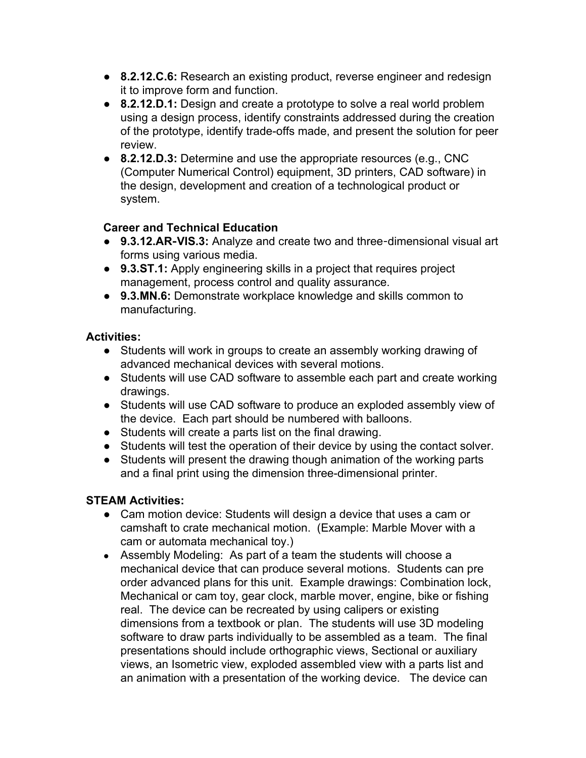- **8.2.12.C.6:** Research an existing product, reverse engineer and redesign it to improve form and function.
- **8.2.12.D.1:** Design and create a prototype to solve a real world problem using a design process, identify constraints addressed during the creation of the prototype, identify trade-offs made, and present the solution for peer review.
- **8.2.12.D.3:** Determine and use the appropriate resources (e.g., CNC (Computer Numerical Control) equipment, 3D printers, CAD software) in the design, development and creation of a technological product or system.

**Career and Technical Education**

- **9.3.12.AR-VIS.3:** Analyze and create two and three-dimensional visual art forms using various media.
- **9.3.ST.1:** Apply engineering skills in a project that requires project management, process control and quality assurance.
- **9.3.MN.6:** Demonstrate workplace knowledge and skills common to manufacturing.

**Activities:**

- Students will work in groups to create an assembly working drawing of advanced mechanical devices with several motions.
- Students will use CAD software to assemble each part and create working drawings.
- Students will use CAD software to produce an exploded assembly view of the device. Each part should be numbered with balloons.
- Students will create a parts list on the final drawing.
- Students will test the operation of their device by using the contact solver.
- Students will present the drawing though animation of the working parts and a final print using the dimension three-dimensional printer.

**STEAM Activities:**

- Cam motion device: Students will design a device that uses a cam or camshaft to crate mechanical motion. (Example: Marble Mover with a cam or automata mechanical toy.)
- Assembly Modeling: As part of a team the students will choose a mechanical device that can produce several motions. Students can pre order advanced plans for this unit. Example drawings: Combination lock, Mechanical or cam toy, gear clock, marble mover, engine, bike or fishing real. The device can be recreated by using calipers or existing dimensions from a textbook or plan. The students will use 3D modeling software to draw parts individually to be assembled as a team. The final presentations should include orthographic views, Sectional or auxiliary views, an Isometric view, exploded assembled view with a parts list and an animation with a presentation of the working device. The device can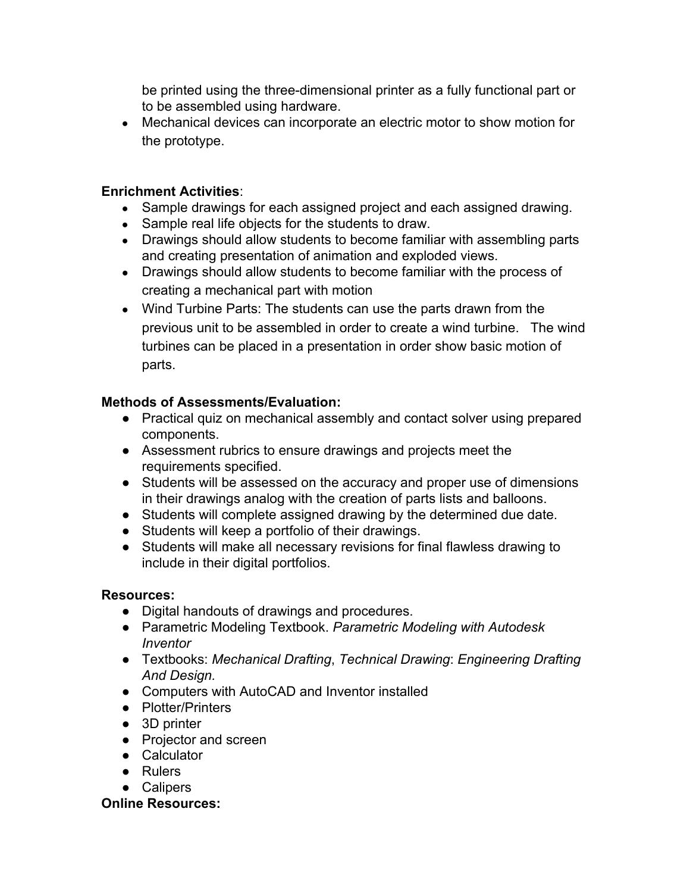be printed using the three-dimensional printer as a fully functional part or to be assembled using hardware.

- Mechanical devices can incorporate an electric motor to show motion for the prototype.

**Enrichment Activities**:

- Sample drawings for each assigned project and each assigned drawing.
- Sample real life objects for the students to draw.
- Drawings should allow students to become familiar with assembling parts and creating presentation of animation and exploded views.
- Drawings should allow students to become familiar with the process of creating a mechanical part with motion
- Wind Turbine Parts: The students can use the parts drawn from the previous unit to be assembled in order to create a wind turbine. The wind turbines can be placed in a presentation in order show basic motion of parts.

**Methods of Assessments/Evaluation:**

- Practical quiz on mechanical assembly and contact solver using prepared components.
- Assessment rubrics to ensure drawings and projects meet the requirements specified.
- Students will be assessed on the accuracy and proper use of dimensions in their drawings analog with the creation of parts lists and balloons.
- Students will complete assigned drawing by the determined due date.
- Students will keep a portfolio of their drawings.
- Students will make all necessary revisions for final flawless drawing to include in their digital portfolios.

**Resources:**

- Digital handouts of drawings and procedures.
- Parametric Modeling Textbook. *Parametric Modeling with Autodesk Inventor*
- Textbooks: *Mechanical Drafting*, *Technical Drawing*: *Engineering Drafting And Design.*
- Computers with AutoCAD and Inventor installed
- Plotter/Printers
- 3D printer
- Projector and screen
- Calculator
- Rulers
- Calipers

**Online Resources:**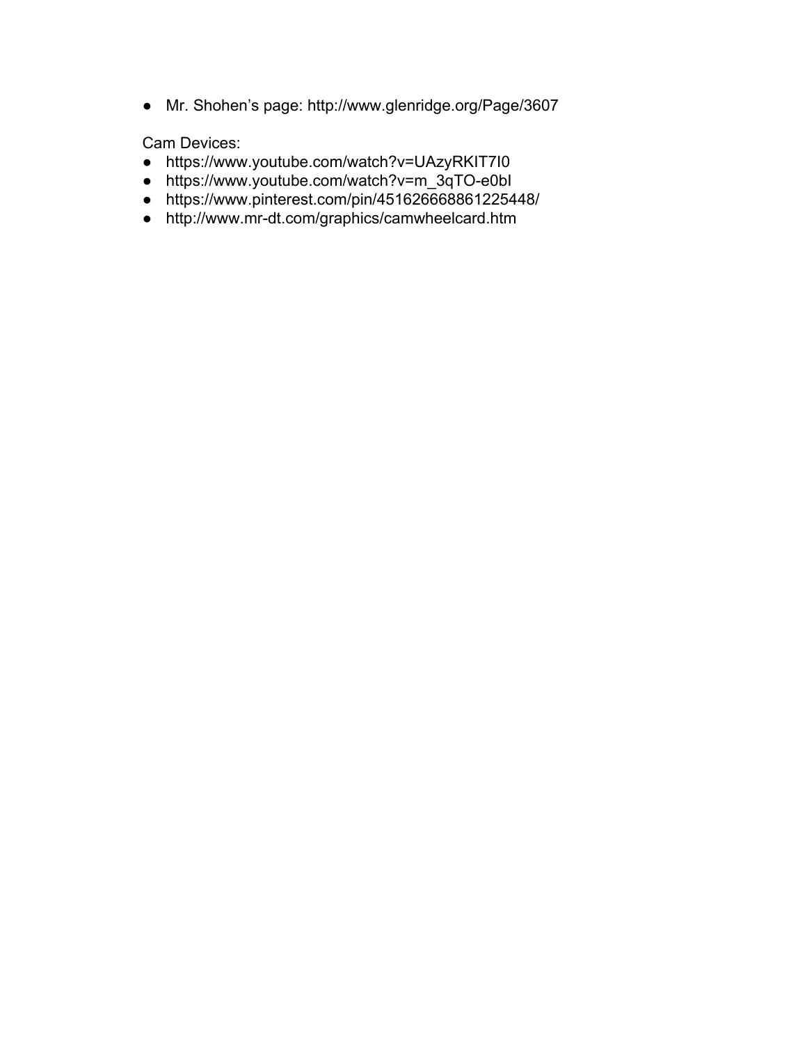- Mr. Shohen's page: http://www.glenridge.org/Page/3607

Cam Devices:

- https://www.youtube.com/watch?v=UAzyRKIT7I0
- https://www.youtube.com/watch?v=m_3qTO-e0bI
- https://www.pinterest.com/pin/451626668861225448/
- http://www.mr-dt.com/graphics/camwheelcard.htm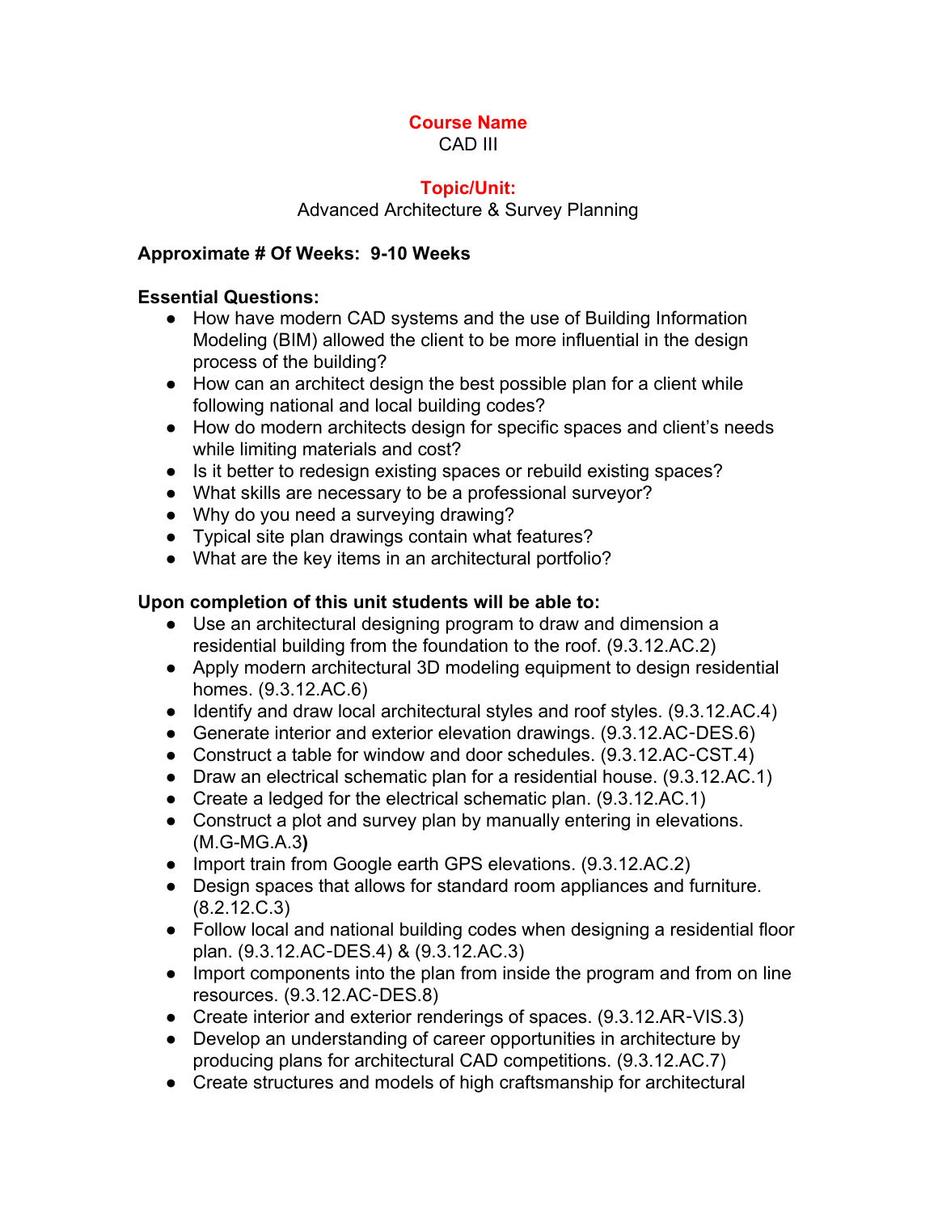**Course Name**
CAD III

**Topic/Unit:**
Advanced Architecture & Survey Planning

**Approximate # Of Weeks: 9-10 Weeks**

**Essential Questions:**

- How have modern CAD systems and the use of Building Information Modeling (BIM) allowed the client to be more influential in the design process of the building?
- How can an architect design the best possible plan for a client while following national and local building codes?
- How do modern architects design for specific spaces and client's needs while limiting materials and cost?
- Is it better to redesign existing spaces or rebuild existing spaces?
- What skills are necessary to be a professional surveyor?
- Why do you need a surveying drawing?
- Typical site plan drawings contain what features?
- What are the key items in an architectural portfolio?

**Upon completion of this unit students will be able to:**

- Use an architectural designing program to draw and dimension a residential building from the foundation to the roof. (9.3.12.AC.2)
- Apply modern architectural 3D modeling equipment to design residential homes. (9.3.12.AC.6)
- Identify and draw local architectural styles and roof styles. (9.3.12.AC.4)
- Generate interior and exterior elevation drawings. (9.3.12.AC-DES.6)
- Construct a table for window and door schedules. (9.3.12.AC-CST.4)
- Draw an electrical schematic plan for a residential house. (9.3.12.AC.1)
- Create a ledged for the electrical schematic plan. (9.3.12.AC.1)
- Construct a plot and survey plan by manually entering in elevations. (M.G-MG.A.3**)**
- Import train from Google earth GPS elevations. (9.3.12.AC.2)
- Design spaces that allows for standard room appliances and furniture. (8.2.12.C.3)
- Follow local and national building codes when designing a residential floor plan. (9.3.12.AC-DES.4) & (9.3.12.AC.3)
- Import components into the plan from inside the program and from on line resources. (9.3.12.AC-DES.8)
- Create interior and exterior renderings of spaces. (9.3.12.AR-VIS.3)
- Develop an understanding of career opportunities in architecture by producing plans for architectural CAD competitions. (9.3.12.AC.7)
- Create structures and models of high craftsmanship for architectural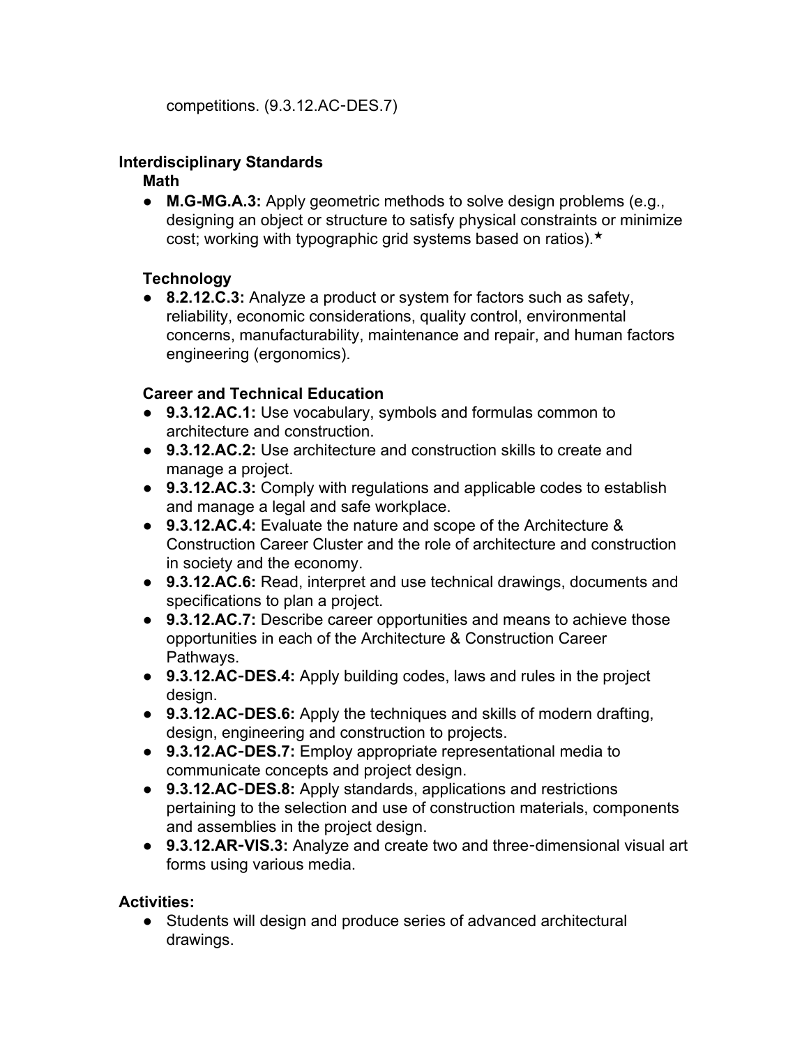competitions. (9.3.12.AC-DES.7)

**Interdisciplinary Standards**

**Math**

- **M.G-MG.A.3:** Apply geometric methods to solve design problems (e.g., designing an object or structure to satisfy physical constraints or minimize cost; working with typographic grid systems based on ratios).★

**Technology**

- **8.2.12.C.3:** Analyze a product or system for factors such as safety, reliability, economic considerations, quality control, environmental concerns, manufacturability, maintenance and repair, and human factors engineering (ergonomics).

**Career and Technical Education**

- **9.3.12.AC.1:** Use vocabulary, symbols and formulas common to architecture and construction.
- **9.3.12.AC.2:** Use architecture and construction skills to create and manage a project.
- **9.3.12.AC.3:** Comply with regulations and applicable codes to establish and manage a legal and safe workplace.
- **9.3.12.AC.4:** Evaluate the nature and scope of the Architecture & Construction Career Cluster and the role of architecture and construction in society and the economy.
- **9.3.12.AC.6:** Read, interpret and use technical drawings, documents and specifications to plan a project.
- **9.3.12.AC.7:** Describe career opportunities and means to achieve those opportunities in each of the Architecture & Construction Career Pathways.
- **9.3.12.AC-DES.4:** Apply building codes, laws and rules in the project design.
- **9.3.12.AC-DES.6:** Apply the techniques and skills of modern drafting, design, engineering and construction to projects.
- **9.3.12.AC-DES.7:** Employ appropriate representational media to communicate concepts and project design.
- **9.3.12.AC-DES.8:** Apply standards, applications and restrictions pertaining to the selection and use of construction materials, components and assemblies in the project design.
- **9.3.12.AR-VIS.3:** Analyze and create two and three-dimensional visual art forms using various media.

**Activities:**

- Students will design and produce series of advanced architectural drawings.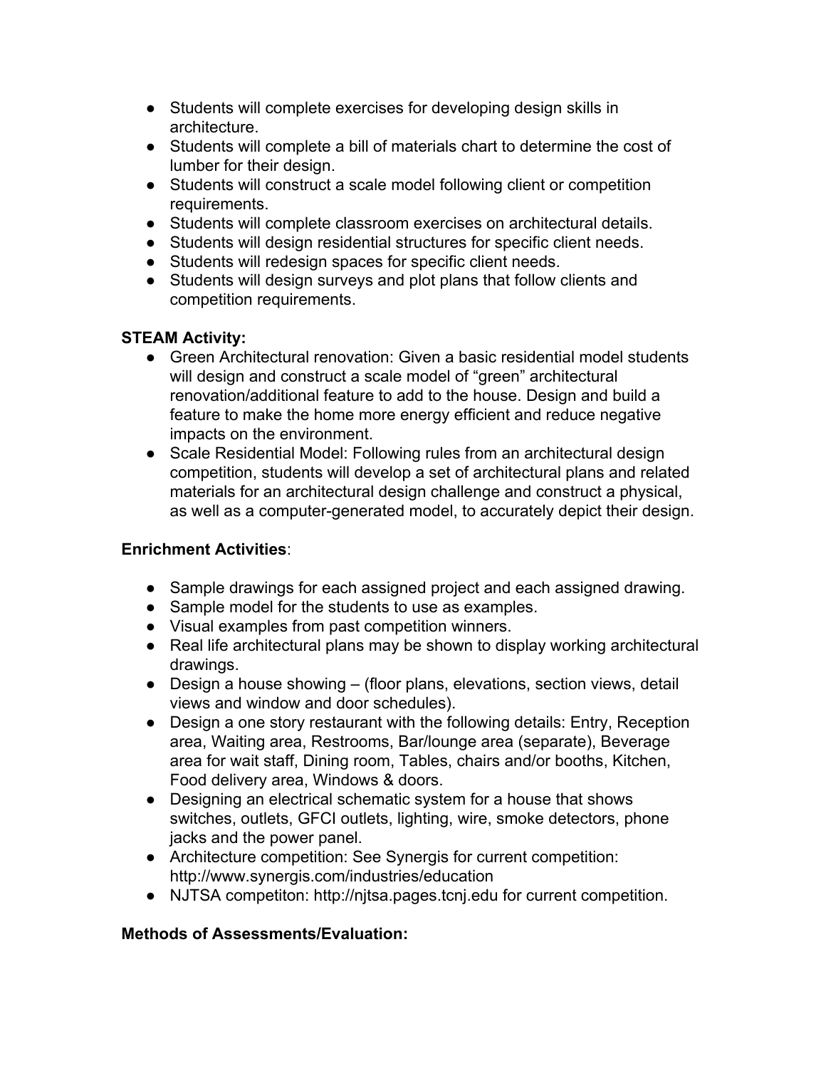- Students will complete exercises for developing design skills in architecture.
- Students will complete a bill of materials chart to determine the cost of lumber for their design.
- Students will construct a scale model following client or competition requirements.
- Students will complete classroom exercises on architectural details.
- Students will design residential structures for specific client needs.
- Students will redesign spaces for specific client needs.
- Students will design surveys and plot plans that follow clients and competition requirements.

**STEAM Activity:**

- Green Architectural renovation: Given a basic residential model students will design and construct a scale model of "green" architectural renovation/additional feature to add to the house. Design and build a feature to make the home more energy efficient and reduce negative impacts on the environment.
- Scale Residential Model: Following rules from an architectural design competition, students will develop a set of architectural plans and related materials for an architectural design challenge and construct a physical, as well as a computer-generated model, to accurately depict their design.

**Enrichment Activities**:

- Sample drawings for each assigned project and each assigned drawing.
- Sample model for the students to use as examples.
- Visual examples from past competition winners.
- Real life architectural plans may be shown to display working architectural drawings.
- Design a house showing – (floor plans, elevations, section views, detail views and window and door schedules).
- Design a one story restaurant with the following details: Entry, Reception area, Waiting area, Restrooms, Bar/lounge area (separate), Beverage area for wait staff, Dining room, Tables, chairs and/or booths, Kitchen, Food delivery area, Windows & doors.
- Designing an electrical schematic system for a house that shows switches, outlets, GFCI outlets, lighting, wire, smoke detectors, phone jacks and the power panel.
- Architecture competition: See Synergis for current competition: http://www.synergis.com/industries/education
- NJTSA competiton: http://njtsa.pages.tcnj.edu for current competition.

**Methods of Assessments/Evaluation:**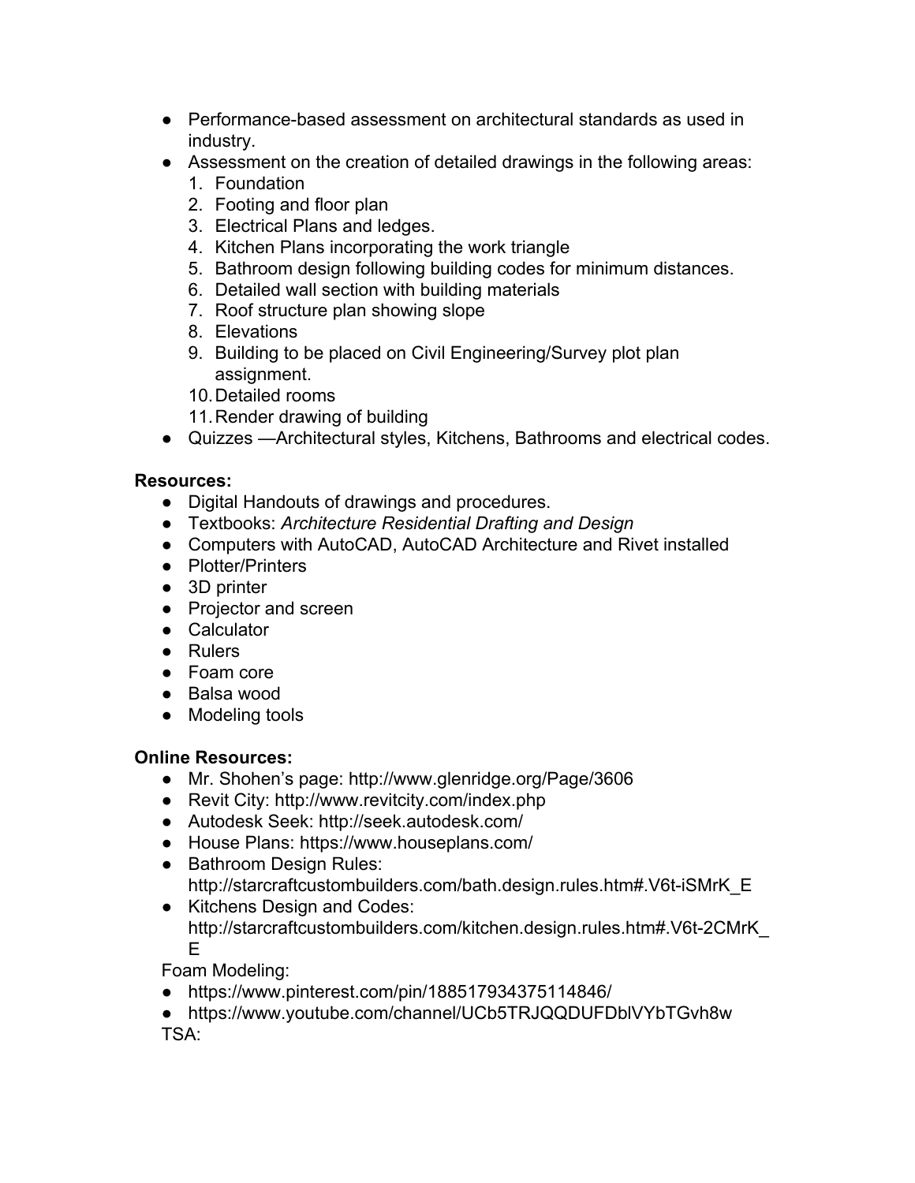- Performance-based assessment on architectural standards as used in industry.
- Assessment on the creation of detailed drawings in the following areas:
  1. Foundation
  2. Footing and floor plan
  3. Electrical Plans and ledges.
  4. Kitchen Plans incorporating the work triangle
  5. Bathroom design following building codes for minimum distances.
  6. Detailed wall section with building materials
  7. Roof structure plan showing slope
  8. Elevations
  9. Building to be placed on Civil Engineering/Survey plot plan assignment.
  10. Detailed rooms
  11. Render drawing of building
- Quizzes —Architectural styles, Kitchens, Bathrooms and electrical codes.

**Resources:**

- Digital Handouts of drawings and procedures.
- Textbooks: *Architecture Residential Drafting and Design*
- Computers with AutoCAD, AutoCAD Architecture and Rivet installed
- Plotter/Printers
- 3D printer
- Projector and screen
- Calculator
- Rulers
- Foam core
- Balsa wood
- Modeling tools

**Online Resources:**

- Mr. Shohen's page: http://www.glenridge.org/Page/3606
- Revit City: http://www.revitcity.com/index.php
- Autodesk Seek: http://seek.autodesk.com/
- House Plans: https://www.houseplans.com/
- Bathroom Design Rules: http://starcraftcustombuilders.com/bath.design.rules.htm#.V6t-iSMrK_E
- Kitchens Design and Codes: http://starcraftcustombuilders.com/kitchen.design.rules.htm#.V6t-2CMrK_E

Foam Modeling:

- https://www.pinterest.com/pin/188517934375114846/
- https://www.youtube.com/channel/UCb5TRJQQDUFDblVYbTGvh8w

TSA: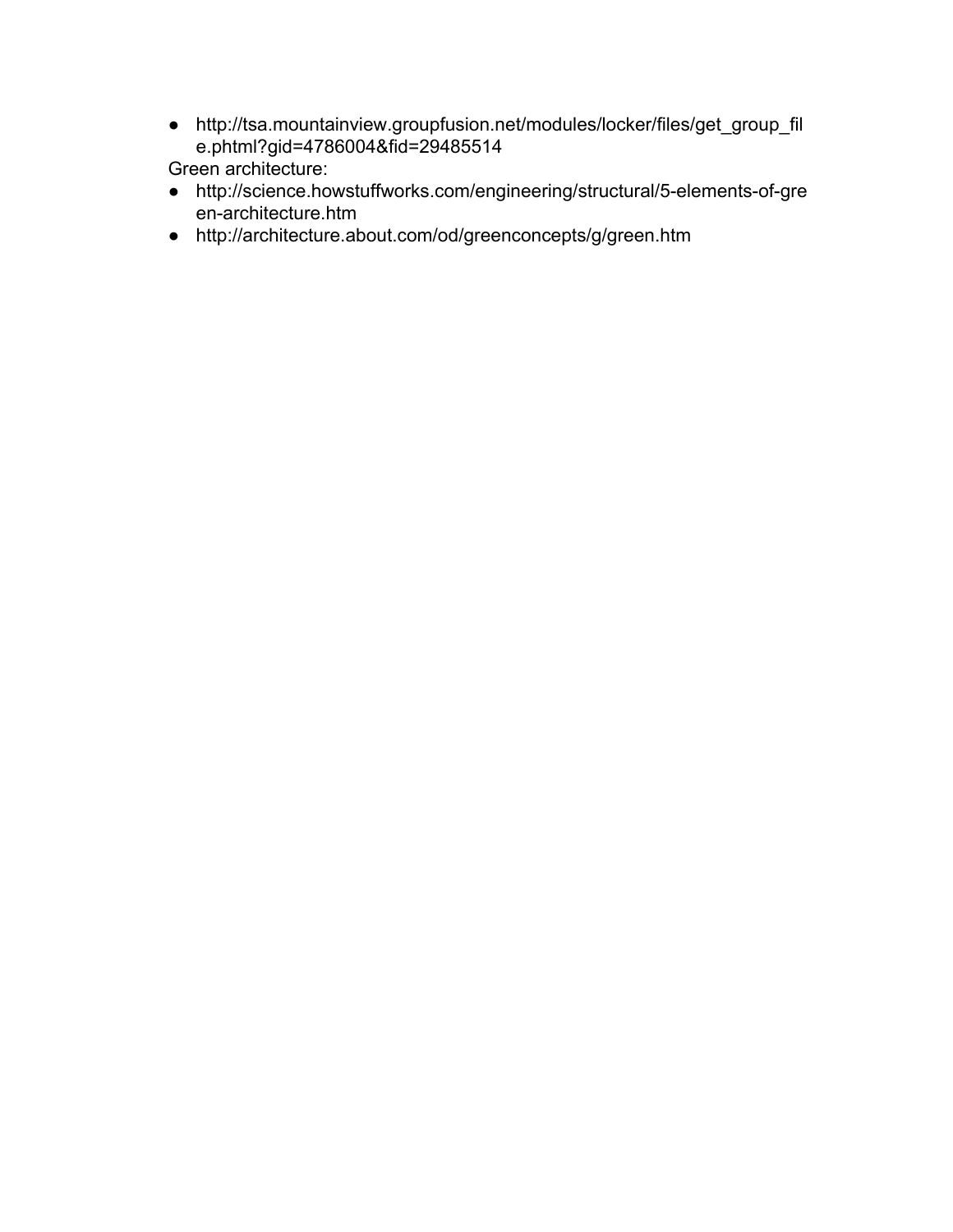- http://tsa.mountainview.groupfusion.net/modules/locker/files/get_group_file.phtml?gid=4786004&fid=29485514

Green architecture:

- http://science.howstuffworks.com/engineering/structural/5-elements-of-green-architecture.htm
- http://architecture.about.com/od/greenconcepts/g/green.htm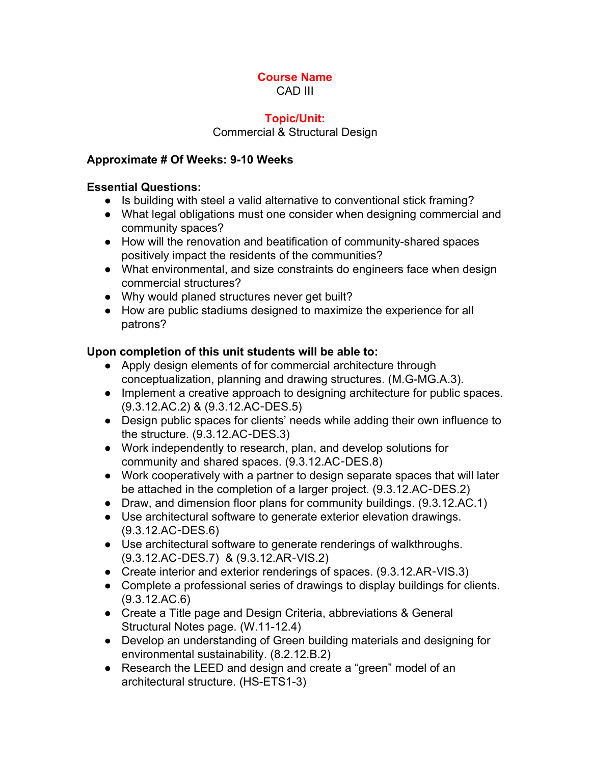**Course Name**

CAD III

**Topic/Unit:**

Commercial & Structural Design

**Approximate # Of Weeks: 9-10 Weeks**

**Essential Questions:**

- Is building with steel a valid alternative to conventional stick framing?
- What legal obligations must one consider when designing commercial and community spaces?
- How will the renovation and beatification of community-shared spaces positively impact the residents of the communities?
- What environmental, and size constraints do engineers face when design commercial structures?
- Why would planed structures never get built?
- How are public stadiums designed to maximize the experience for all patrons?

**Upon completion of this unit students will be able to:**

- Apply design elements of for commercial architecture through conceptualization, planning and drawing structures. (M.G-MG.A.3).
- Implement a creative approach to designing architecture for public spaces. (9.3.12.AC.2) & (9.3.12.AC-DES.5)
- Design public spaces for clients' needs while adding their own influence to the structure. (9.3.12.AC-DES.3)
- Work independently to research, plan, and develop solutions for community and shared spaces. (9.3.12.AC-DES.8)
- Work cooperatively with a partner to design separate spaces that will later be attached in the completion of a larger project. (9.3.12.AC-DES.2)
- Draw, and dimension floor plans for community buildings. (9.3.12.AC.1)
- Use architectural software to generate exterior elevation drawings. (9.3.12.AC-DES.6)
- Use architectural software to generate renderings of walkthroughs. (9.3.12.AC-DES.7) & (9.3.12.AR-VIS.2)
- Create interior and exterior renderings of spaces. (9.3.12.AR-VIS.3)
- Complete a professional series of drawings to display buildings for clients. (9.3.12.AC.6)
- Create a Title page and Design Criteria, abbreviations & General Structural Notes page. (W.11-12.4)
- Develop an understanding of Green building materials and designing for environmental sustainability. (8.2.12.B.2)
- Research the LEED and design and create a "green" model of an architectural structure. (HS-ETS1-3)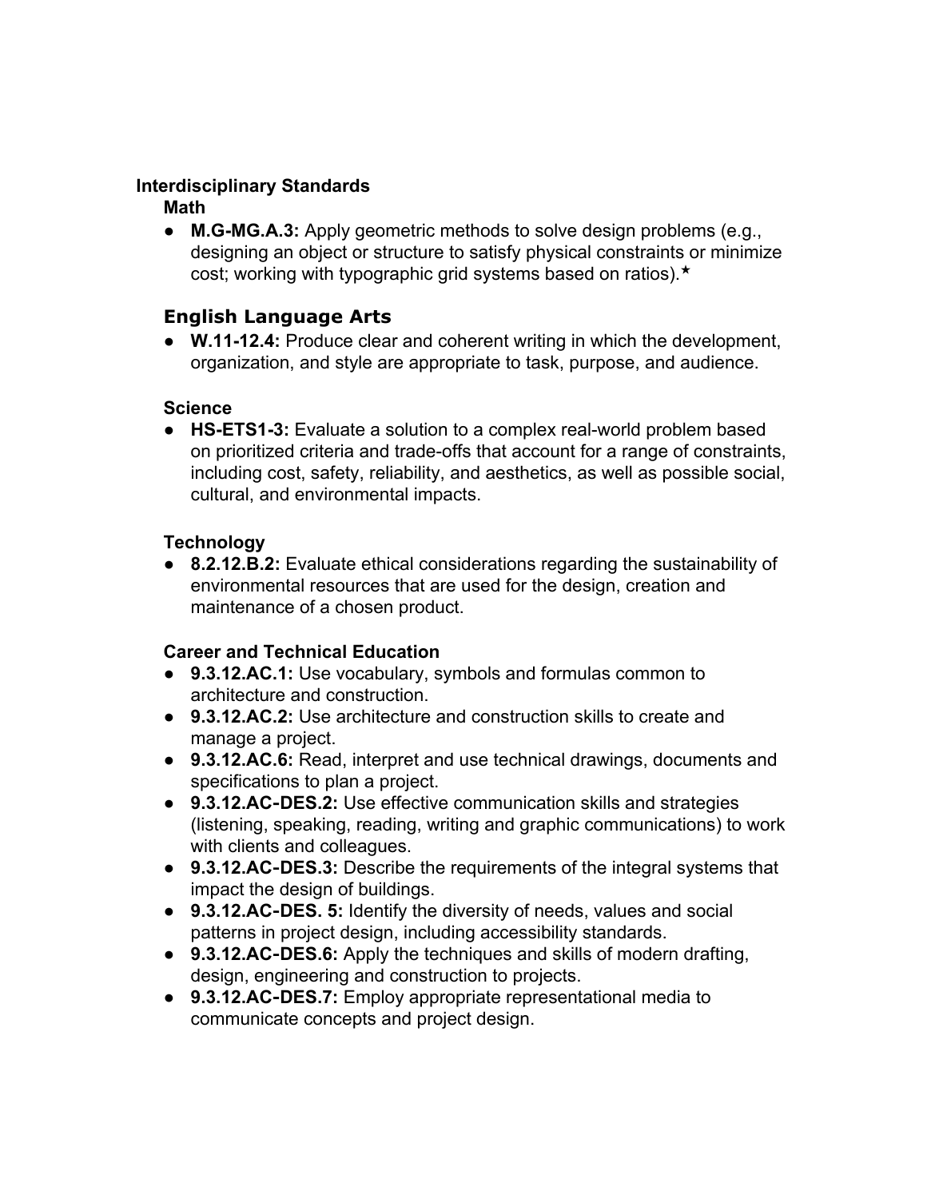**Interdisciplinary Standards**

**Math**

- **M.G-MG.A.3:** Apply geometric methods to solve design problems (e.g., designing an object or structure to satisfy physical constraints or minimize cost; working with typographic grid systems based on ratios).★

### English Language Arts

- **W.11-12.4:** Produce clear and coherent writing in which the development, organization, and style are appropriate to task, purpose, and audience.

**Science**

- **HS-ETS1-3:** Evaluate a solution to a complex real-world problem based on prioritized criteria and trade-offs that account for a range of constraints, including cost, safety, reliability, and aesthetics, as well as possible social, cultural, and environmental impacts.

**Technology**

- **8.2.12.B.2:** Evaluate ethical considerations regarding the sustainability of environmental resources that are used for the design, creation and maintenance of a chosen product.

**Career and Technical Education**

- **9.3.12.AC.1:** Use vocabulary, symbols and formulas common to architecture and construction.
- **9.3.12.AC.2:** Use architecture and construction skills to create and manage a project.
- **9.3.12.AC.6:** Read, interpret and use technical drawings, documents and specifications to plan a project.
- **9.3.12.AC-DES.2:** Use effective communication skills and strategies (listening, speaking, reading, writing and graphic communications) to work with clients and colleagues.
- **9.3.12.AC-DES.3:** Describe the requirements of the integral systems that impact the design of buildings.
- **9.3.12.AC-DES. 5:** Identify the diversity of needs, values and social patterns in project design, including accessibility standards.
- **9.3.12.AC-DES.6:** Apply the techniques and skills of modern drafting, design, engineering and construction to projects.
- **9.3.12.AC-DES.7:** Employ appropriate representational media to communicate concepts and project design.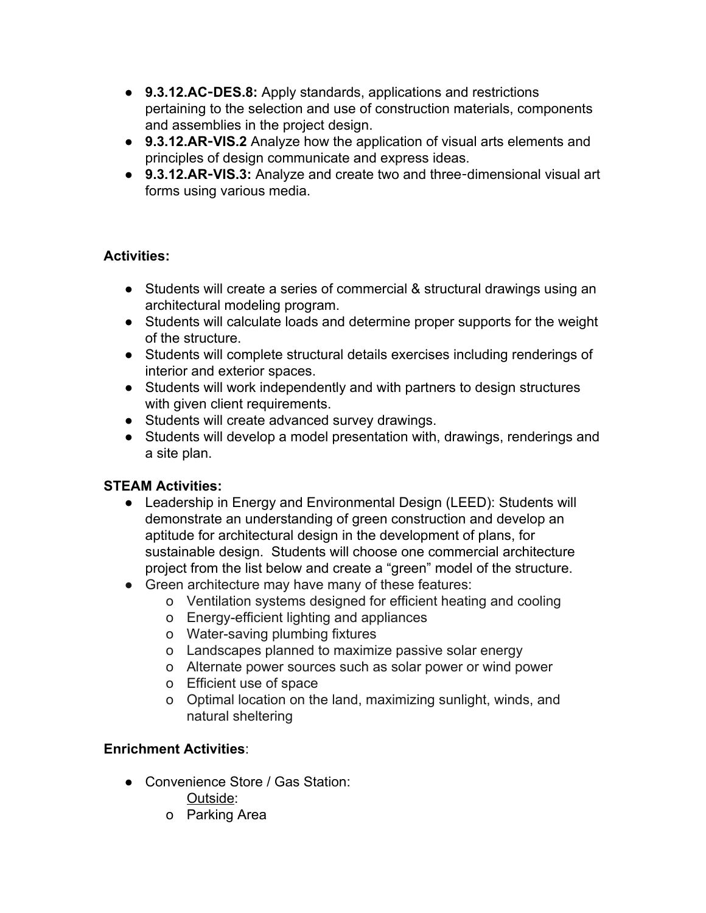- **9.3.12.AC-DES.8:** Apply standards, applications and restrictions pertaining to the selection and use of construction materials, components and assemblies in the project design.
- **9.3.12.AR-VIS.2** Analyze how the application of visual arts elements and principles of design communicate and express ideas.
- **9.3.12.AR-VIS.3:** Analyze and create two and three-dimensional visual art forms using various media.

**Activities:**

- Students will create a series of commercial & structural drawings using an architectural modeling program.
- Students will calculate loads and determine proper supports for the weight of the structure.
- Students will complete structural details exercises including renderings of interior and exterior spaces.
- Students will work independently and with partners to design structures with given client requirements.
- Students will create advanced survey drawings.
- Students will develop a model presentation with, drawings, renderings and a site plan.

**STEAM Activities:**

- Leadership in Energy and Environmental Design (LEED): Students will demonstrate an understanding of green construction and develop an aptitude for architectural design in the development of plans, for sustainable design. Students will choose one commercial architecture project from the list below and create a “green” model of the structure.
- Green architecture may have many of these features:
  - Ventilation systems designed for efficient heating and cooling
  - Energy-efficient lighting and appliances
  - Water-saving plumbing fixtures
  - Landscapes planned to maximize passive solar energy
  - Alternate power sources such as solar power or wind power
  - Efficient use of space
  - Optimal location on the land, maximizing sunlight, winds, and natural sheltering

**Enrichment Activities**:

- Convenience Store / Gas Station:

  Outside:
  - Parking Area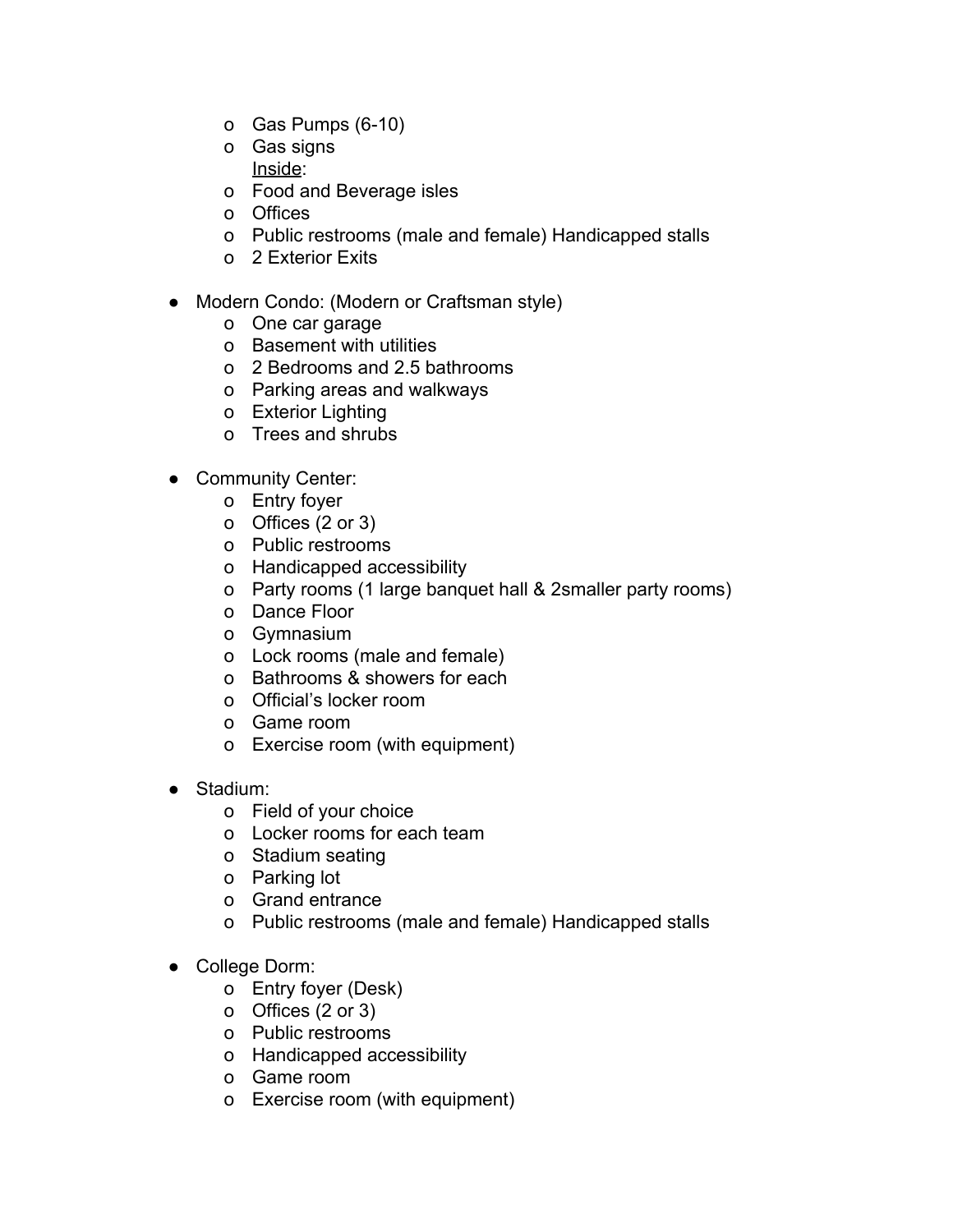- Gas Pumps (6-10)
- Gas signs

  Inside:
- Food and Beverage isles
- Offices
- Public restrooms (male and female) Handicapped stalls
- 2 Exterior Exits

- Modern Condo: (Modern or Craftsman style)
  - One car garage
  - Basement with utilities
  - 2 Bedrooms and 2.5 bathrooms
  - Parking areas and walkways
  - Exterior Lighting
  - Trees and shrubs

- Community Center:
  - Entry foyer
  - Offices (2 or 3)
  - Public restrooms
  - Handicapped accessibility
  - Party rooms (1 large banquet hall & 2smaller party rooms)
  - Dance Floor
  - Gymnasium
  - Lock rooms (male and female)
  - Bathrooms & showers for each
  - Official's locker room
  - Game room
  - Exercise room (with equipment)

- Stadium:
  - Field of your choice
  - Locker rooms for each team
  - Stadium seating
  - Parking lot
  - Grand entrance
  - Public restrooms (male and female) Handicapped stalls

- College Dorm:
  - Entry foyer (Desk)
  - Offices (2 or 3)
  - Public restrooms
  - Handicapped accessibility
  - Game room
  - Exercise room (with equipment)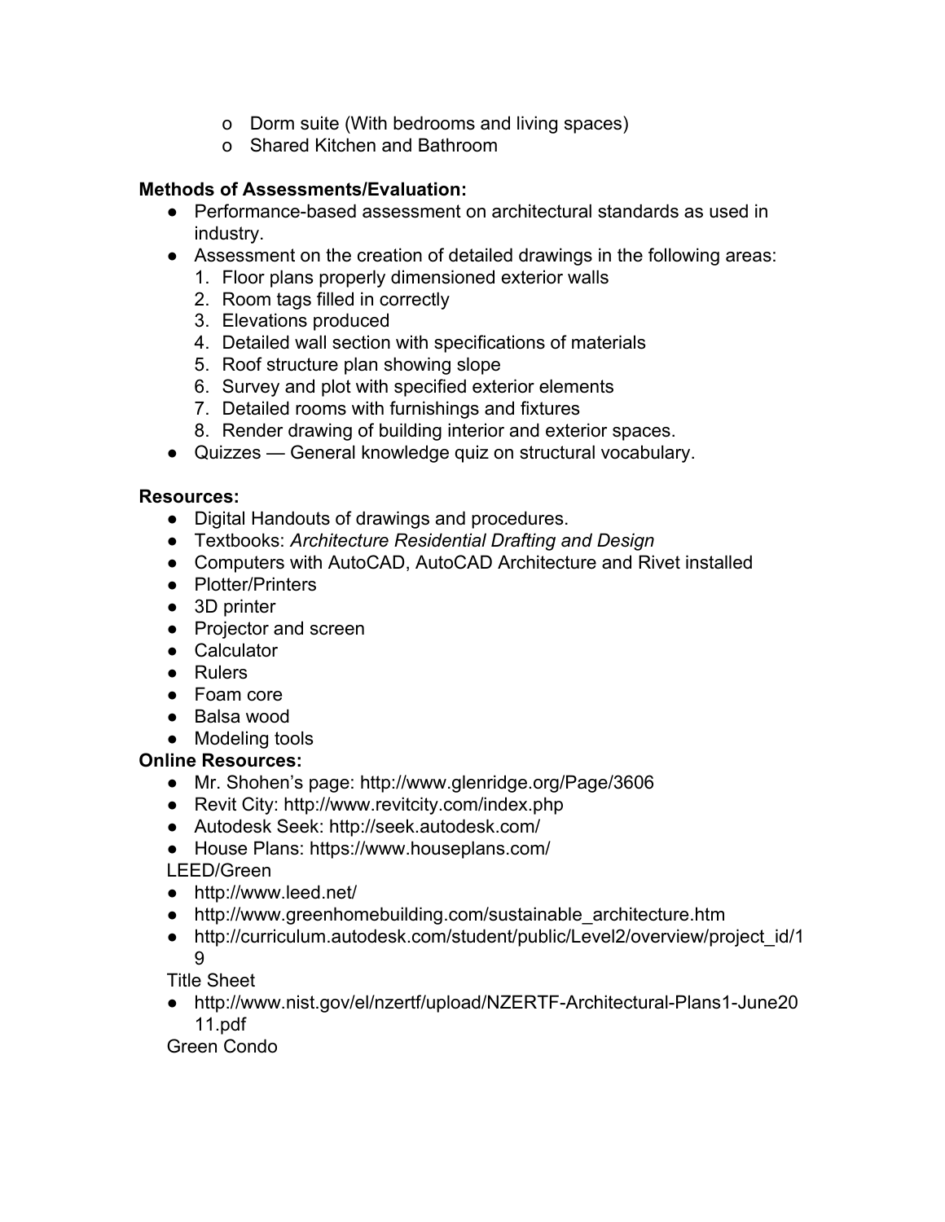- o Dorm suite (With bedrooms and living spaces)
  - o Shared Kitchen and Bathroom

**Methods of Assessments/Evaluation:**

- Performance-based assessment on architectural standards as used in industry.
- Assessment on the creation of detailed drawings in the following areas:
  1. Floor plans properly dimensioned exterior walls
  2. Room tags filled in correctly
  3. Elevations produced
  4. Detailed wall section with specifications of materials
  5. Roof structure plan showing slope
  6. Survey and plot with specified exterior elements
  7. Detailed rooms with furnishings and fixtures
  8. Render drawing of building interior and exterior spaces.
- Quizzes — General knowledge quiz on structural vocabulary.

**Resources:**

- Digital Handouts of drawings and procedures.
- Textbooks: *Architecture Residential Drafting and Design*
- Computers with AutoCAD, AutoCAD Architecture and Rivet installed
- Plotter/Printers
- 3D printer
- Projector and screen
- Calculator
- Rulers
- Foam core
- Balsa wood
- Modeling tools

**Online Resources:**

- Mr. Shohen's page: http://www.glenridge.org/Page/3606
- Revit City: http://www.revitcity.com/index.php
- Autodesk Seek: http://seek.autodesk.com/
- House Plans: https://www.houseplans.com/

LEED/Green

- http://www.leed.net/
- http://www.greenhomebuilding.com/sustainable_architecture.htm
- http://curriculum.autodesk.com/student/public/Level2/overview/project_id/19

Title Sheet

- http://www.nist.gov/el/nzertf/upload/NZERTF-Architectural-Plans1-June2011.pdf

Green Condo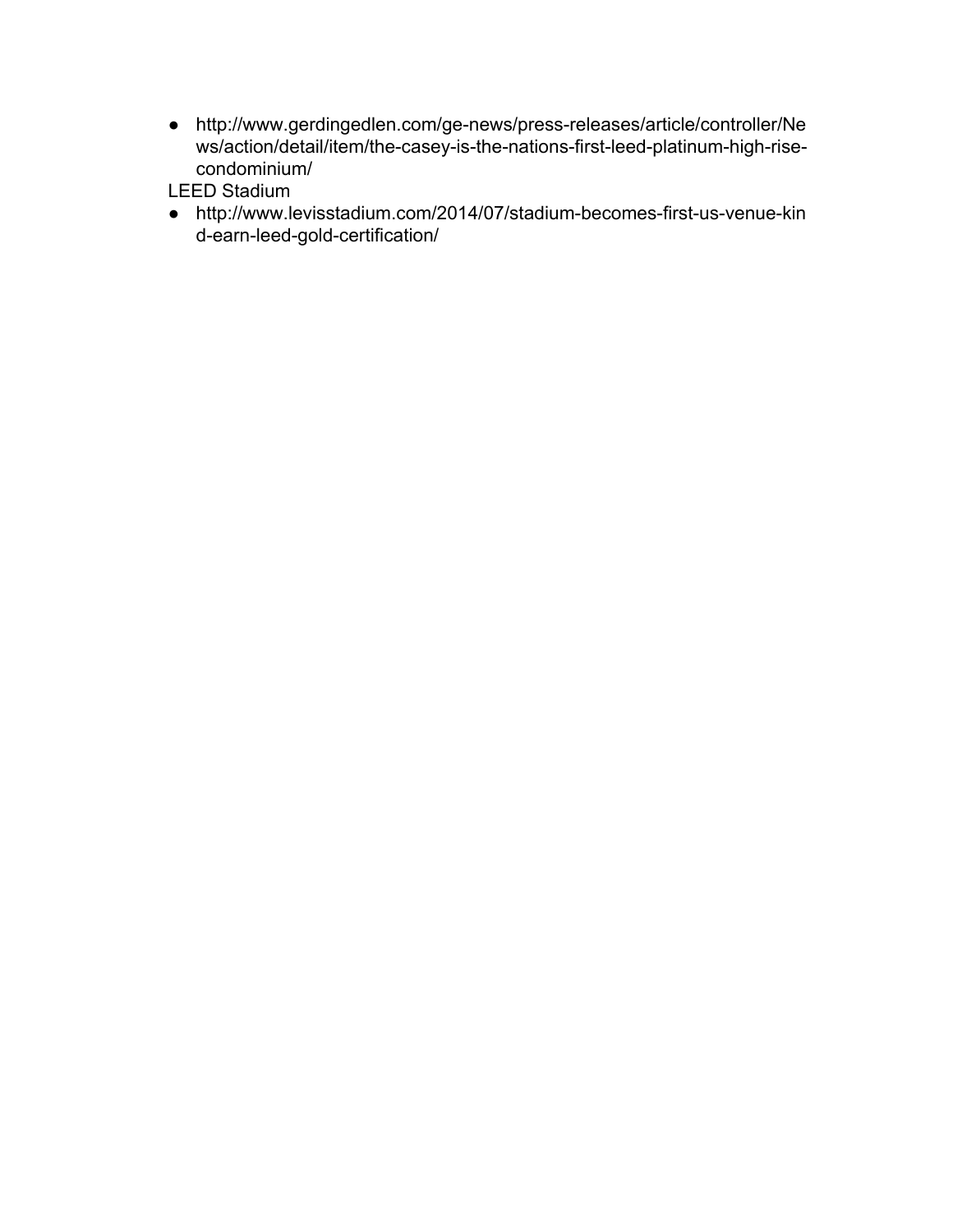- http://www.gerdingedlen.com/ge-news/press-releases/article/controller/News/action/detail/item/the-casey-is-the-nations-first-leed-platinum-high-rise-condominium/

LEED Stadium

- http://www.levisstadium.com/2014/07/stadium-becomes-first-us-venue-kind-earn-leed-gold-certification/